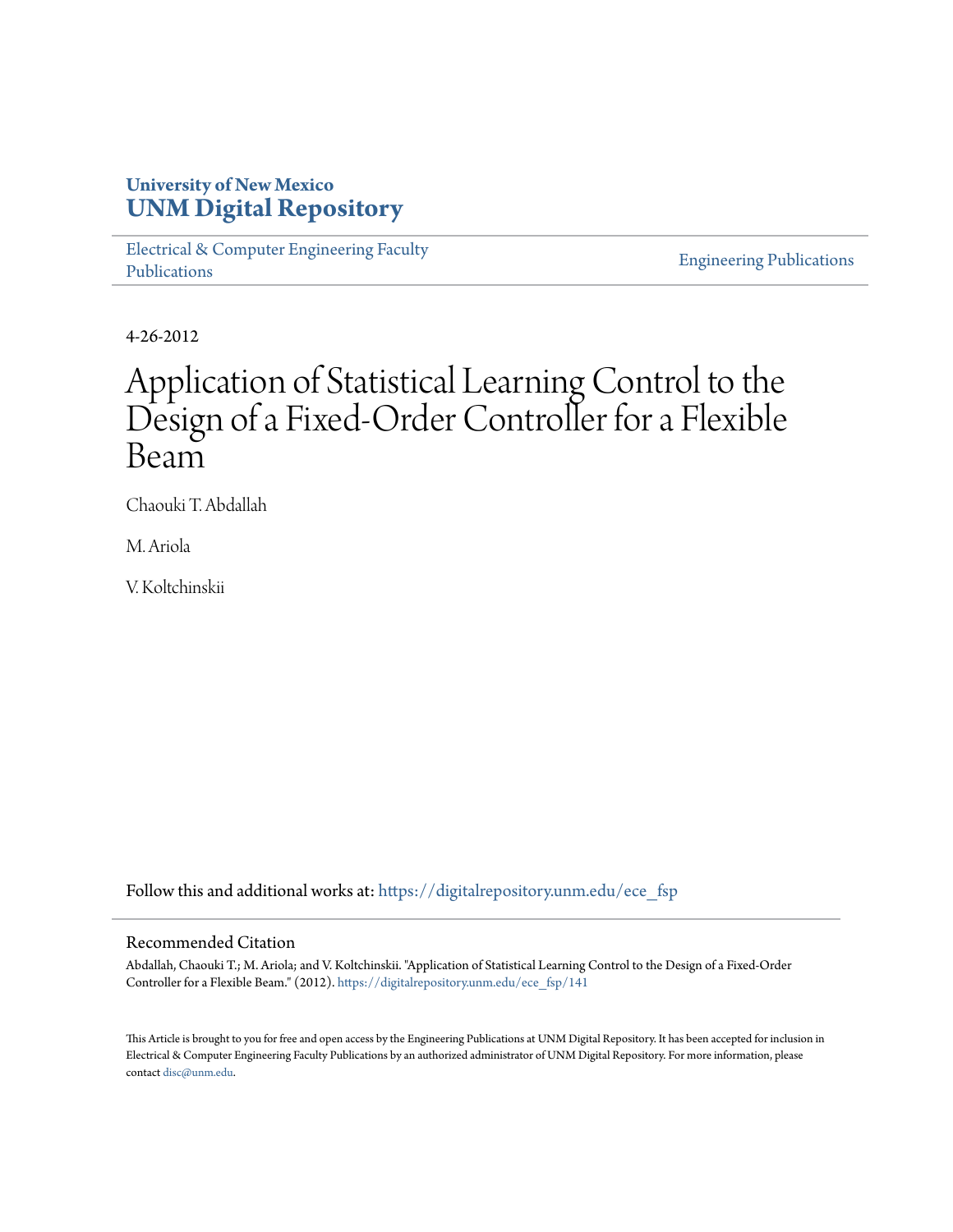University of New Mexico
**UNM Digital Repository**

Electrical & Computer Engineering Faculty Publications

Engineering Publications

4-26-2012

# Application of Statistical Learning Control to the Design of a Fixed-Order Controller for a Flexible Beam

Chaouki T. Abdallah

M. Ariola

V. Koltchinskii

Follow this and additional works at: https://digitalrepository.unm.edu/ece_fsp

## Recommended Citation

Abdallah, Chaouki T.; M. Ariola; and V. Koltchinskii. "Application of Statistical Learning Control to the Design of a Fixed-Order Controller for a Flexible Beam." (2012). https://digitalrepository.unm.edu/ece_fsp/141

This Article is brought to you for free and open access by the Engineering Publications at UNM Digital Repository. It has been accepted for inclusion in Electrical & Computer Engineering Faculty Publications by an authorized administrator of UNM Digital Repository. For more information, please contact disc@unm.edu.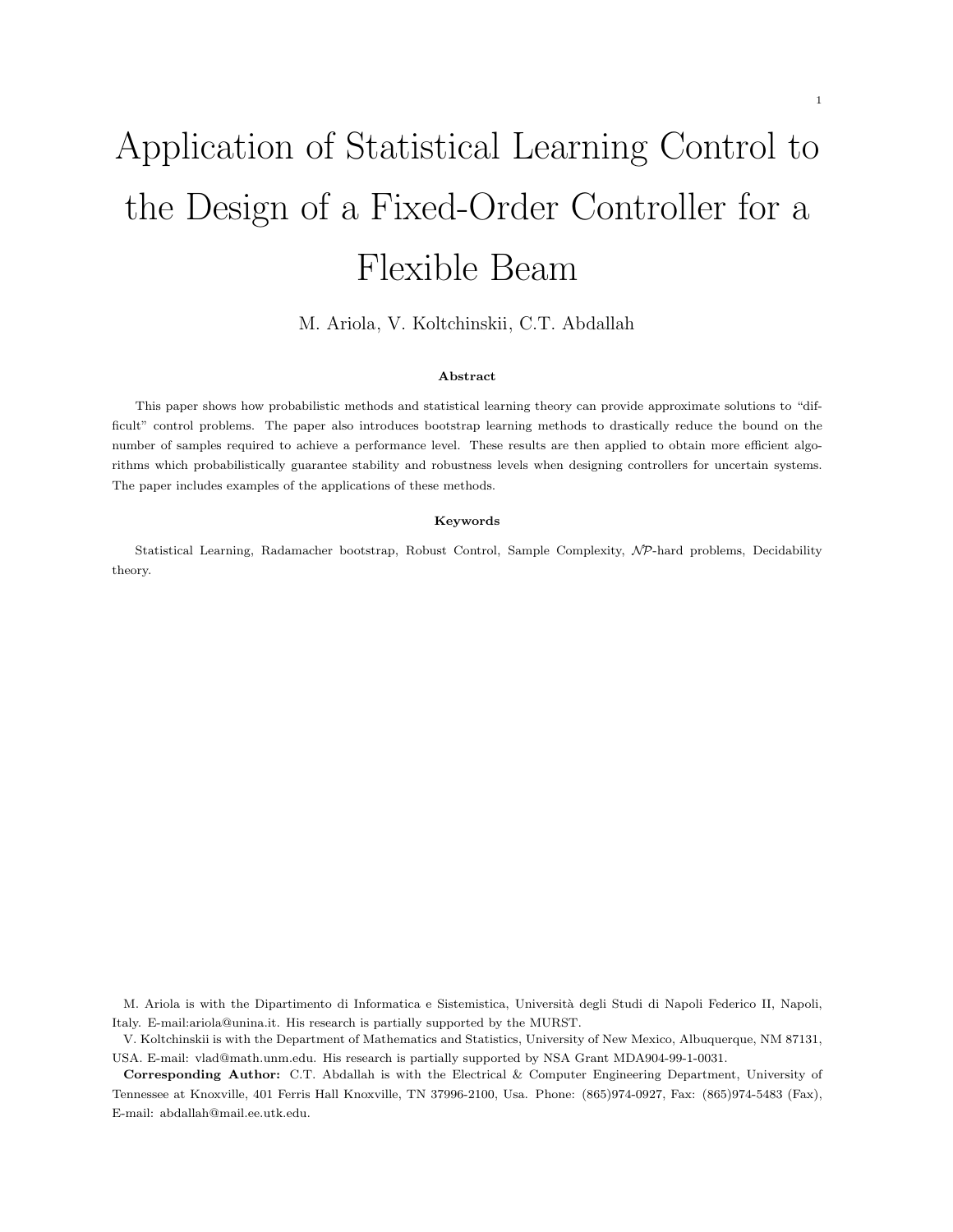# Application of Statistical Learning Control to the Design of a Fixed-Order Controller for a Flexible Beam

M. Ariola, V. Koltchinskii, C.T. Abdallah

### Abstract

This paper shows how probabilistic methods and statistical learning theory can provide approximate solutions to "difficult" control problems. The paper also introduces bootstrap learning methods to drastically reduce the bound on the number of samples required to achieve a performance level. These results are then applied to obtain more efficient algorithms which probabilistically guarantee stability and robustness levels when designing controllers for uncertain systems. The paper includes examples of the applications of these methods.

### Keywords

Statistical Learning, Radamacher bootstrap, Robust Control, Sample Complexity, $\mathcal{NP}$-hard problems, Decidability theory.

M. Ariola is with the Dipartimento di Informatica e Sistemistica, Università degli Studi di Napoli Federico II, Napoli, Italy. E-mail:ariola@unina.it. His research is partially supported by the MURST.

V. Koltchinskii is with the Department of Mathematics and Statistics, University of New Mexico, Albuquerque, NM 87131, USA. E-mail: vlad@math.unm.edu. His research is partially supported by NSA Grant MDA904-99-1-0031.

**Corresponding Author:** C.T. Abdallah is with the Electrical & Computer Engineering Department, University of Tennessee at Knoxville, 401 Ferris Hall Knoxville, TN 37996-2100, Usa. Phone: (865)974-0927, Fax: (865)974-5483 (Fax), E-mail: abdallah@mail.ee.utk.edu.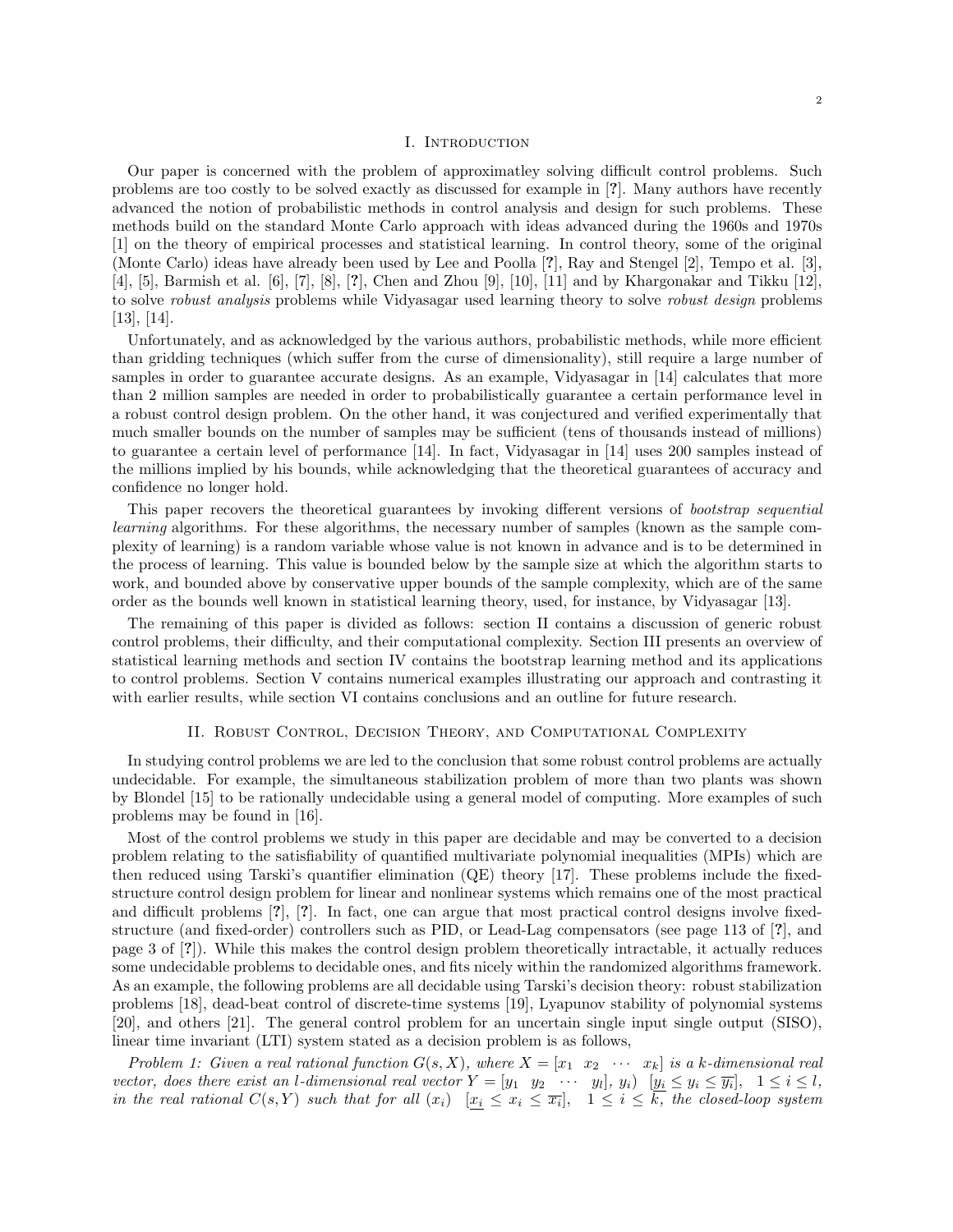## I. Introduction

Our paper is concerned with the problem of approximatley solving difficult control problems. Such problems are too costly to be solved exactly as discussed for example in [?]. Many authors have recently advanced the notion of probabilistic methods in control analysis and design for such problems. These methods build on the standard Monte Carlo approach with ideas advanced during the 1960s and 1970s [1] on the theory of empirical processes and statistical learning. In control theory, some of the original (Monte Carlo) ideas have already been used by Lee and Poolla [?], Ray and Stengel [2], Tempo et al. [3], [4], [5], Barmish et al. [6], [7], [8], [?], Chen and Zhou [9], [10], [11] and by Khargonakar and Tikku [12], to solve *robust analysis* problems while Vidyasagar used learning theory to solve *robust design* problems [13], [14].

Unfortunately, and as acknowledged by the various authors, probabilistic methods, while more efficient than gridding techniques (which suffer from the curse of dimensionality), still require a large number of samples in order to guarantee accurate designs. As an example, Vidyasagar in [14] calculates that more than 2 million samples are needed in order to probabilistically guarantee a certain performance level in a robust control design problem. On the other hand, it was conjectured and verified experimentally that much smaller bounds on the number of samples may be sufficient (tens of thousands instead of millions) to guarantee a certain level of performance [14]. In fact, Vidyasagar in [14] uses 200 samples instead of the millions implied by his bounds, while acknowledging that the theoretical guarantees of accuracy and confidence no longer hold.

This paper recovers the theoretical guarantees by invoking different versions of *bootstrap sequential learning* algorithms. For these algorithms, the necessary number of samples (known as the sample complexity of learning) is a random variable whose value is not known in advance and is to be determined in the process of learning. This value is bounded below by the sample size at which the algorithm starts to work, and bounded above by conservative upper bounds of the sample complexity, which are of the same order as the bounds well known in statistical learning theory, used, for instance, by Vidyasagar [13].

The remaining of this paper is divided as follows: section II contains a discussion of generic robust control problems, their difficulty, and their computational complexity. Section III presents an overview of statistical learning methods and section IV contains the bootstrap learning method and its applications to control problems. Section V contains numerical examples illustrating our approach and contrasting it with earlier results, while section VI contains conclusions and an outline for future research.

## II. Robust Control, Decision Theory, and Computational Complexity

In studying control problems we are led to the conclusion that some robust control problems are actually undecidable. For example, the simultaneous stabilization problem of more than two plants was shown by Blondel [15] to be rationally undecidable using a general model of computing. More examples of such problems may be found in [16].

Most of the control problems we study in this paper are decidable and may be converted to a decision problem relating to the satisfiability of quantified multivariate polynomial inequalities (MPIs) which are then reduced using Tarski's quantifier elimination (QE) theory [17]. These problems include the fixed-structure control design problem for linear and nonlinear systems which remains one of the most practical and difficult problems [?], [?]. In fact, one can argue that most practical control designs involve fixed-structure (and fixed-order) controllers such as PID, or Lead-Lag compensators (see page 113 of [?], and page 3 of [?]). While this makes the control design problem theoretically intractable, it actually reduces some undecidable problems to decidable ones, and fits nicely within the randomized algorithms framework. As an example, the following problems are all decidable using Tarski's decision theory: robust stabilization problems [18], dead-beat control of discrete-time systems [19], Lyapunov stability of polynomial systems [20], and others [21]. The general control problem for an uncertain single input single output (SISO), linear time invariant (LTI) system stated as a decision problem is as follows,

*Problem 1: Given a real rational function $G(s, X)$, where $X = [x_1 \;\; x_2 \;\; \cdots \;\; x_k]$ is a $k$-dimensional real vector, does there exist an $l$-dimensional real vector $Y = [y_1 \;\; y_2 \;\; \cdots \;\; y_l]$, $y_i)$ $[\underline{y_i} \leq y_i \leq \overline{y_i}]$, $1 \leq i \leq l$, in the real rational $C(s, Y)$ such that for all $(x_i)$ $[\underline{x_i} \leq x_i \leq \overline{x_i}]$, $1 \leq i \leq k$, the closed-loop system*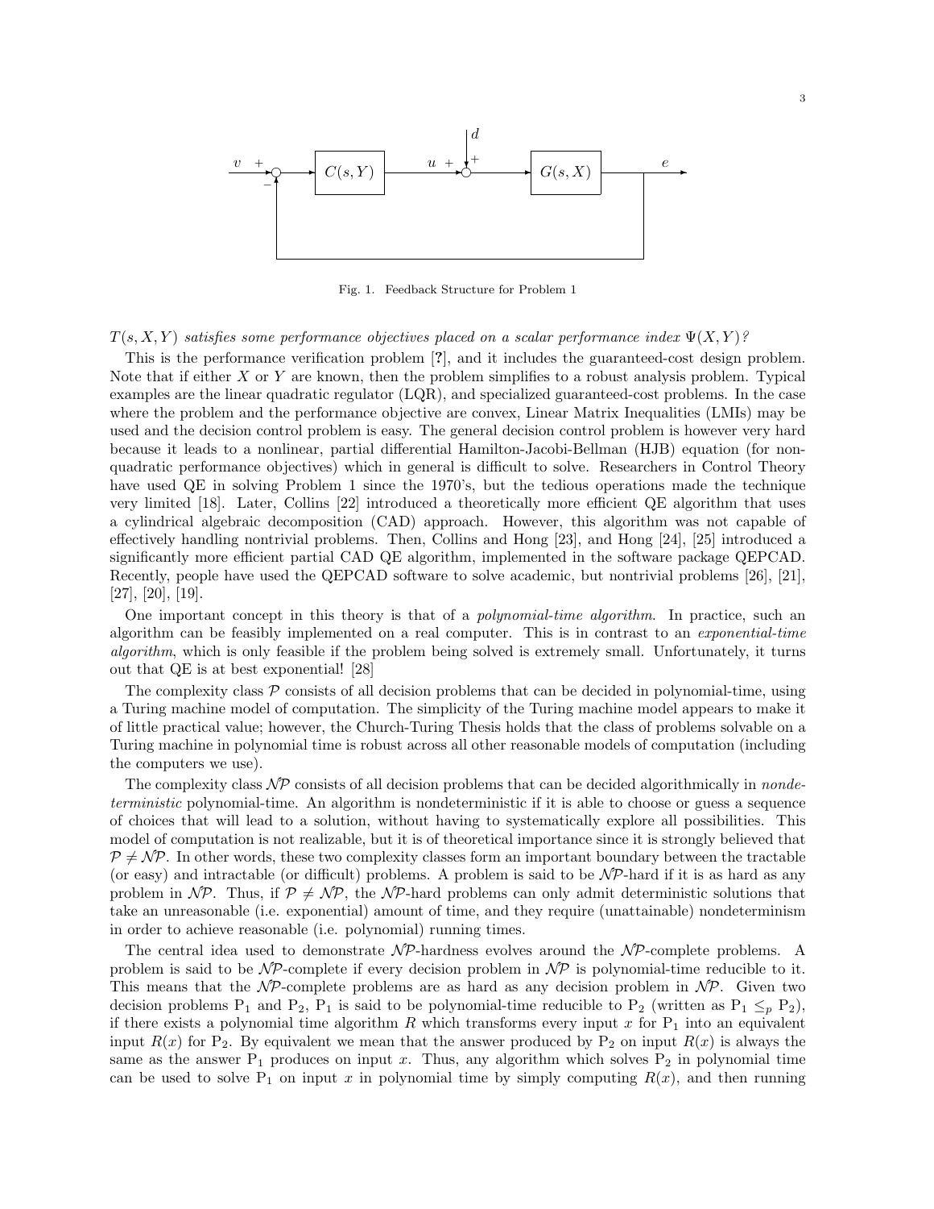Fig. 1. Feedback Structure for Problem 1

*$T(s, X, Y)$ satisfies some performance objectives placed on a scalar performance index $\Psi(X, Y)$?*

This is the performance verification problem [?], and it includes the guaranteed-cost design problem. Note that if either $X$ or $Y$ are known, then the problem simplifies to a robust analysis problem. Typical examples are the linear quadratic regulator (LQR), and specialized guaranteed-cost problems. In the case where the problem and the performance objective are convex, Linear Matrix Inequalities (LMIs) may be used and the decision control problem is easy. The general decision control problem is however very hard because it leads to a nonlinear, partial differential Hamilton-Jacobi-Bellman (HJB) equation (for non-quadratic performance objectives) which in general is difficult to solve. Researchers in Control Theory have used QE in solving Problem 1 since the 1970's, but the tedious operations made the technique very limited [18]. Later, Collins [22] introduced a theoretically more efficient QE algorithm that uses a cylindrical algebraic decomposition (CAD) approach. However, this algorithm was not capable of effectively handling nontrivial problems. Then, Collins and Hong [23], and Hong [24], [25] introduced a significantly more efficient partial CAD QE algorithm, implemented in the software package QEPCAD. Recently, people have used the QEPCAD software to solve academic, but nontrivial problems [26], [21], [27], [20], [19].

One important concept in this theory is that of a *polynomial-time algorithm*. In practice, such an algorithm can be feasibly implemented on a real computer. This is in contrast to an *exponential-time algorithm*, which is only feasible if the problem being solved is extremely small. Unfortunately, it turns out that QE is at best exponential! [28]

The complexity class $\mathcal{P}$ consists of all decision problems that can be decided in polynomial-time, using a Turing machine model of computation. The simplicity of the Turing machine model appears to make it of little practical value; however, the Church-Turing Thesis holds that the class of problems solvable on a Turing machine in polynomial time is robust across all other reasonable models of computation (including the computers we use).

The complexity class $\mathcal{NP}$ consists of all decision problems that can be decided algorithmically in *nondeterministic* polynomial-time. An algorithm is nondeterministic if it is able to choose or guess a sequence of choices that will lead to a solution, without having to systematically explore all possibilities. This model of computation is not realizable, but it is of theoretical importance since it is strongly believed that $\mathcal{P} \neq \mathcal{NP}$. In other words, these two complexity classes form an important boundary between the tractable (or easy) and intractable (or difficult) problems. A problem is said to be $\mathcal{NP}$-hard if it is as hard as any problem in $\mathcal{NP}$. Thus, if $\mathcal{P} \neq \mathcal{NP}$, the $\mathcal{NP}$-hard problems can only admit deterministic solutions that take an unreasonable (i.e. exponential) amount of time, and they require (unattainable) nondeterminism in order to achieve reasonable (i.e. polynomial) running times.

The central idea used to demonstrate $\mathcal{NP}$-hardness evolves around the $\mathcal{NP}$-complete problems. A problem is said to be $\mathcal{NP}$-complete if every decision problem in $\mathcal{NP}$ is polynomial-time reducible to it. This means that the $\mathcal{NP}$-complete problems are as hard as any decision problem in $\mathcal{NP}$. Given two decision problems $\mathrm{P}_1$ and $\mathrm{P}_2$, $\mathrm{P}_1$ is said to be polynomial-time reducible to $\mathrm{P}_2$ (written as $\mathrm{P}_1 \leq_p \mathrm{P}_2$), if there exists a polynomial time algorithm $R$ which transforms every input $x$ for $\mathrm{P}_1$ into an equivalent input $R(x)$ for $\mathrm{P}_2$. By equivalent we mean that the answer produced by $\mathrm{P}_2$ on input $R(x)$ is always the same as the answer $\mathrm{P}_1$ produces on input $x$. Thus, any algorithm which solves $\mathrm{P}_2$ in polynomial time can be used to solve $\mathrm{P}_1$ on input $x$ in polynomial time by simply computing $R(x)$, and then running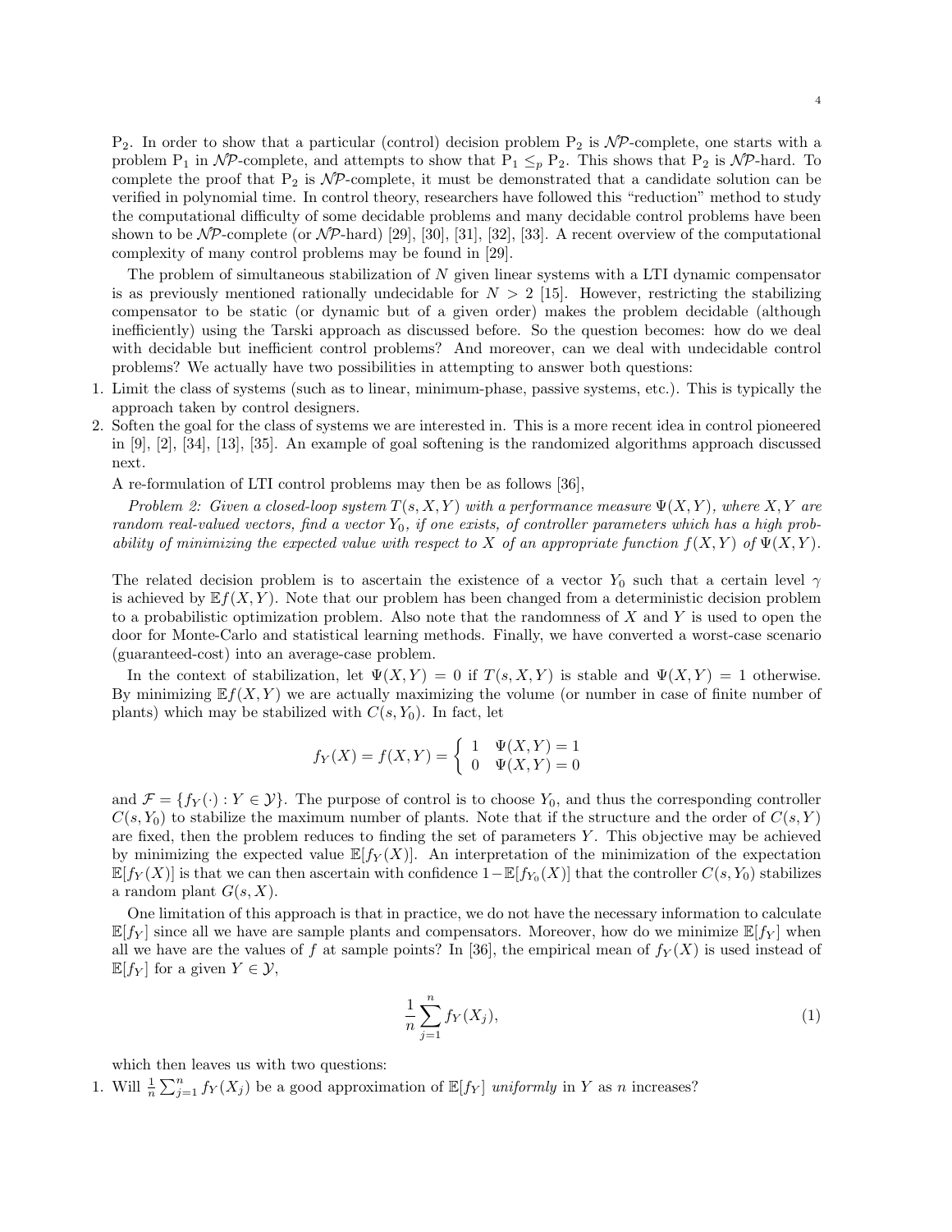$P_2$. In order to show that a particular (control) decision problem $P_2$ is $\mathcal{NP}$-complete, one starts with a problem $P_1$ in $\mathcal{NP}$-complete, and attempts to show that $P_1 \leq_p P_2$. This shows that $P_2$ is $\mathcal{NP}$-hard. To complete the proof that $P_2$ is $\mathcal{NP}$-complete, it must be demonstrated that a candidate solution can be verified in polynomial time. In control theory, researchers have followed this "reduction" method to study the computational difficulty of some decidable problems and many decidable control problems have been shown to be $\mathcal{NP}$-complete (or $\mathcal{NP}$-hard) [29], [30], [31], [32], [33]. A recent overview of the computational complexity of many control problems may be found in [29].

The problem of simultaneous stabilization of $N$ given linear systems with a LTI dynamic compensator is as previously mentioned rationally undecidable for $N > 2$ [15]. However, restricting the stabilizing compensator to be static (or dynamic but of a given order) makes the problem decidable (although inefficiently) using the Tarski approach as discussed before. So the question becomes: how do we deal with decidable but inefficient control problems? And moreover, can we deal with undecidable control problems? We actually have two possibilities in attempting to answer both questions:

1. Limit the class of systems (such as to linear, minimum-phase, passive systems, etc.). This is typically the approach taken by control designers.
2. Soften the goal for the class of systems we are interested in. This is a more recent idea in control pioneered in [9], [2], [34], [13], [35]. An example of goal softening is the randomized algorithms approach discussed next.

A re-formulation of LTI control problems may then be as follows [36],

*Problem 2: Given a closed-loop system $T(s, X, Y)$ with a performance measure $\Psi(X, Y)$, where $X, Y$ are random real-valued vectors, find a vector $Y_0$, if one exists, of controller parameters which has a high probability of minimizing the expected value with respect to $X$ of an appropriate function $f(X, Y)$ of $\Psi(X, Y)$.*

The related decision problem is to ascertain the existence of a vector $Y_0$ such that a certain level $\gamma$ is achieved by $\mathbb{E}f(X, Y)$. Note that our problem has been changed from a deterministic decision problem to a probabilistic optimization problem. Also note that the randomness of $X$ and $Y$ is used to open the door for Monte-Carlo and statistical learning methods. Finally, we have converted a worst-case scenario (guaranteed-cost) into an average-case problem.

In the context of stabilization, let $\Psi(X, Y) = 0$ if $T(s, X, Y)$ is stable and $\Psi(X, Y) = 1$ otherwise. By minimizing $\mathbb{E}f(X, Y)$ we are actually maximizing the volume (or number in case of finite number of plants) which may be stabilized with $C(s, Y_0)$. In fact, let

$$f_Y(X) = f(X, Y) = \begin{cases} 1 & \Psi(X, Y) = 1 \\ 0 & \Psi(X, Y) = 0 \end{cases}$$

and $\mathcal{F} = \{f_Y(\cdot) : Y \in \mathcal{Y}\}$. The purpose of control is to choose $Y_0$, and thus the corresponding controller $C(s, Y_0)$ to stabilize the maximum number of plants. Note that if the structure and the order of $C(s, Y)$ are fixed, then the problem reduces to finding the set of parameters $Y$. This objective may be achieved by minimizing the expected value $\mathbb{E}[f_Y(X)]$. An interpretation of the minimization of the expectation $\mathbb{E}[f_Y(X)]$ is that we can then ascertain with confidence $1 - \mathbb{E}[f_{Y_0}(X)]$ that the controller $C(s, Y_0)$ stabilizes a random plant $G(s, X)$.

One limitation of this approach is that in practice, we do not have the necessary information to calculate $\mathbb{E}[f_Y]$ since all we have are sample plants and compensators. Moreover, how do we minimize $\mathbb{E}[f_Y]$ when all we have are the values of $f$ at sample points? In [36], the empirical mean of $f_Y(X)$ is used instead of $\mathbb{E}[f_Y]$ for a given $Y \in \mathcal{Y}$,

$$\frac{1}{n} \sum_{j=1}^{n} f_Y(X_j), \tag{1}$$

which then leaves us with two questions:

1. Will $\frac{1}{n} \sum_{j=1}^{n} f_Y(X_j)$ be a good approximation of $\mathbb{E}[f_Y]$ *uniformly* in $Y$ as $n$ increases?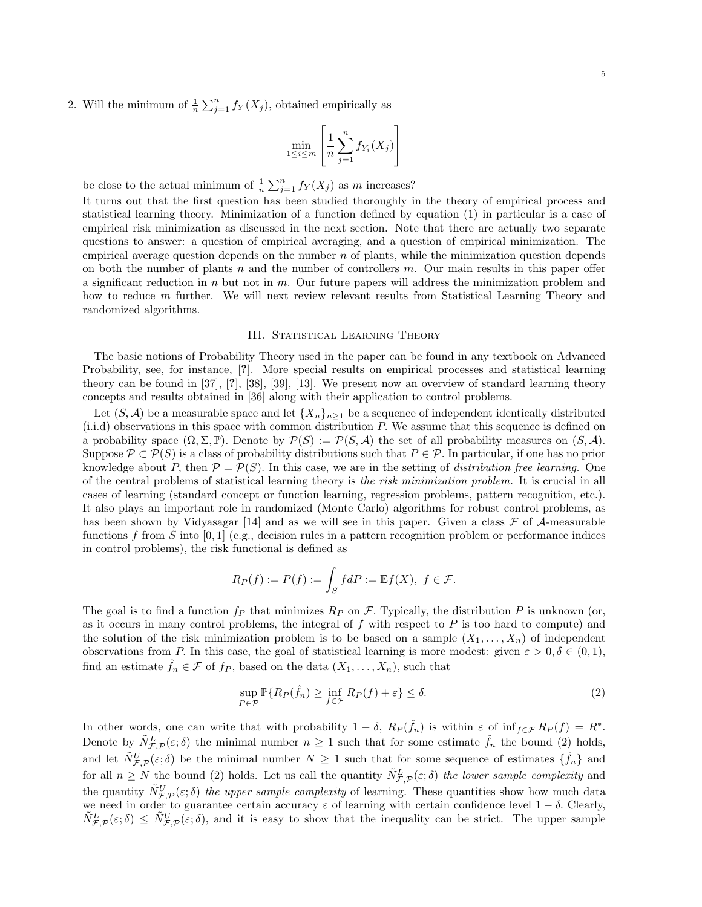2. Will the minimum of $\frac{1}{n}\sum_{j=1}^{n} f_Y(X_j)$, obtained empirically as

$$\min_{1\leq i\leq m}\left[\frac{1}{n}\sum_{j=1}^{n} f_{Y_i}(X_j)\right]$$

be close to the actual minimum of $\frac{1}{n}\sum_{j=1}^{n} f_Y(X_j)$ as $m$ increases?

It turns out that the first question has been studied thoroughly in the theory of empirical process and statistical learning theory. Minimization of a function defined by equation (1) in particular is a case of empirical risk minimization as discussed in the next section. Note that there are actually two separate questions to answer: a question of empirical averaging, and a question of empirical minimization. The empirical average question depends on the number $n$ of plants, while the minimization question depends on both the number of plants $n$ and the number of controllers $m$. Our main results in this paper offer a significant reduction in $n$ but not in $m$. Our future papers will address the minimization problem and how to reduce $m$ further. We will next review relevant results from Statistical Learning Theory and randomized algorithms.

## III. Statistical Learning Theory

The basic notions of Probability Theory used in the paper can be found in any textbook on Advanced Probability, see, for instance, [?]. More special results on empirical processes and statistical learning theory can be found in [37], [?], [38], [39], [13]. We present now an overview of standard learning theory concepts and results obtained in [36] along with their application to control problems.

Let $(S, \mathcal{A})$ be a measurable space and let $\{X_n\}_{n\geq 1}$ be a sequence of independent identically distributed (i.i.d) observations in this space with common distribution $P$. We assume that this sequence is defined on a probability space $(\Omega, \Sigma, \mathbb{P})$. Denote by $\mathcal{P}(S) := \mathcal{P}(S, \mathcal{A})$ the set of all probability measures on $(S, \mathcal{A})$. Suppose $\mathcal{P} \subset \mathcal{P}(S)$ is a class of probability distributions such that $P \in \mathcal{P}$. In particular, if one has no prior knowledge about $P$, then $\mathcal{P} = \mathcal{P}(S)$. In this case, we are in the setting of *distribution free learning.* One of the central problems of statistical learning theory is *the risk minimization problem.* It is crucial in all cases of learning (standard concept or function learning, regression problems, pattern recognition, etc.). It also plays an important role in randomized (Monte Carlo) algorithms for robust control problems, as has been shown by Vidyasagar [14] and as we will see in this paper. Given a class $\mathcal{F}$ of $\mathcal{A}$-measurable functions $f$ from $S$ into $[0, 1]$ (e.g., decision rules in a pattern recognition problem or performance indices in control problems), the risk functional is defined as

$$R_P(f) := P(f) := \int_S f dP := \mathbb{E}f(X),\ f \in \mathcal{F}.$$

The goal is to find a function $f_P$ that minimizes $R_P$ on $\mathcal{F}$. Typically, the distribution $P$ is unknown (or, as it occurs in many control problems, the integral of $f$ with respect to $P$ is too hard to compute) and the solution of the risk minimization problem is to be based on a sample $(X_1, \dots, X_n)$ of independent observations from $P$. In this case, the goal of statistical learning is more modest: given $\varepsilon > 0, \delta \in (0, 1)$, find an estimate $\hat{f}_n \in \mathcal{F}$ of $f_P$, based on the data $(X_1, \dots, X_n)$, such that

$$\sup_{P\in\mathcal{P}} \mathbb{P}\{R_P(\hat{f}_n) \geq \inf_{f\in\mathcal{F}} R_P(f) + \varepsilon\} \leq \delta. \tag{2}$$

In other words, one can write that with probability $1 - \delta$, $R_P(\hat{f}_n)$ is within $\varepsilon$ of $\inf_{f\in\mathcal{F}} R_P(f) = R^*$. Denote by $\tilde{N}^L_{\mathcal{F},\mathcal{P}}(\varepsilon; \delta)$ the minimal number $n \geq 1$ such that for some estimate $\hat{f}_n$ the bound (2) holds, and let $\tilde{N}^U_{\mathcal{F},\mathcal{P}}(\varepsilon; \delta)$ be the minimal number $N \geq 1$ such that for some sequence of estimates $\{\hat{f}_n\}$ and for all $n \geq N$ the bound (2) holds. Let us call the quantity $\tilde{N}^L_{\mathcal{F},\mathcal{P}}(\varepsilon; \delta)$ *the lower sample complexity* and the quantity $\tilde{N}^U_{\mathcal{F},\mathcal{P}}(\varepsilon; \delta)$ *the upper sample complexity* of learning. These quantities show how much data we need in order to guarantee certain accuracy $\varepsilon$ of learning with certain confidence level $1 - \delta$. Clearly, $\tilde{N}^L_{\mathcal{F},\mathcal{P}}(\varepsilon; \delta) \leq \tilde{N}^U_{\mathcal{F},\mathcal{P}}(\varepsilon; \delta)$, and it is easy to show that the inequality can be strict. The upper sample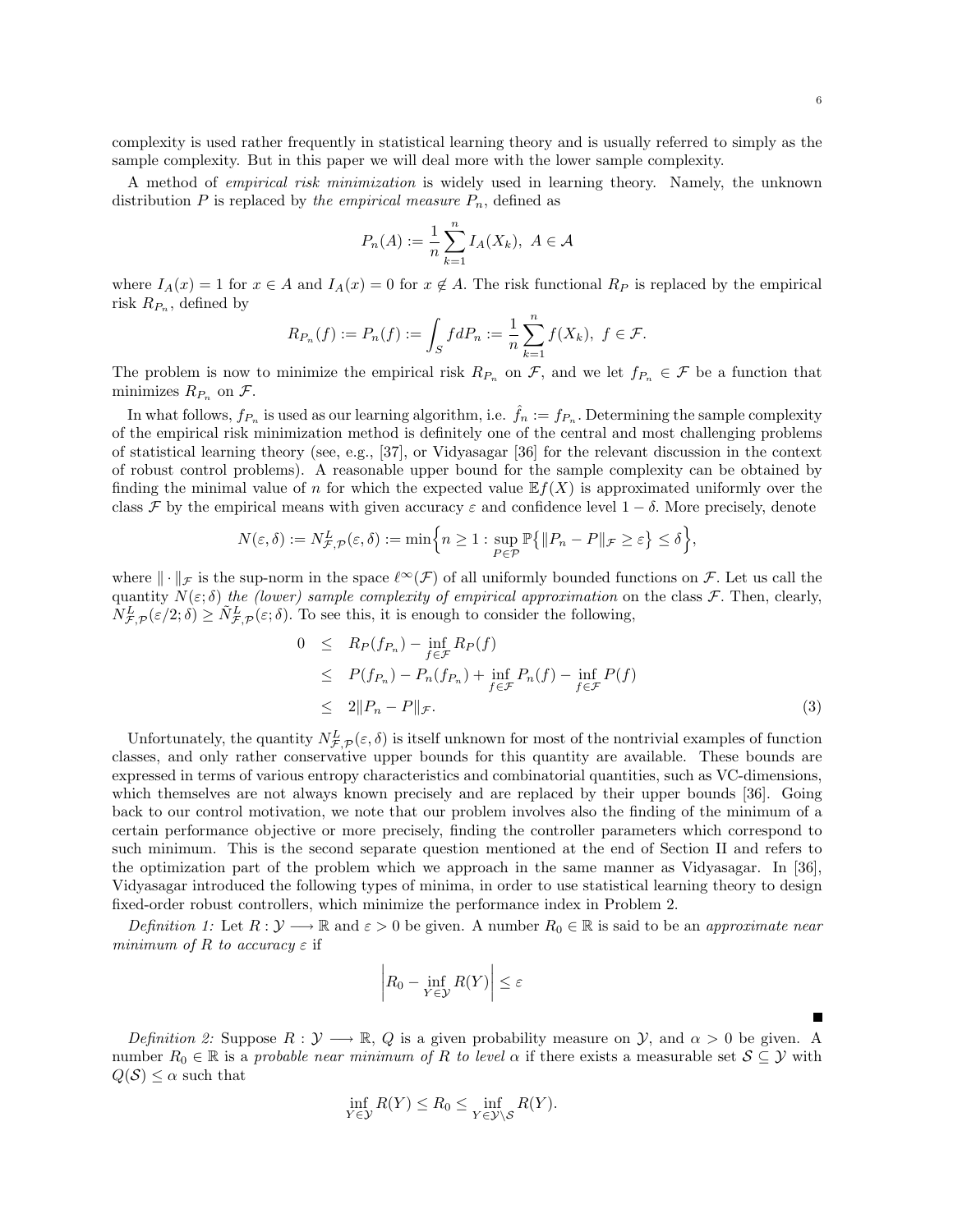complexity is used rather frequently in statistical learning theory and is usually referred to simply as the sample complexity. But in this paper we will deal more with the lower sample complexity.

A method of *empirical risk minimization* is widely used in learning theory. Namely, the unknown distribution $P$ is replaced by *the empirical measure* $P_n$, defined as

$$P_n(A) := \frac{1}{n}\sum_{k=1}^{n} I_A(X_k),\ A \in \mathcal{A}$$

where $I_A(x) = 1$ for $x \in A$ and $I_A(x) = 0$ for $x \notin A$. The risk functional $R_P$ is replaced by the empirical risk $R_{P_n}$, defined by

$$R_{P_n}(f) := P_n(f) := \int_S f dP_n := \frac{1}{n}\sum_{k=1}^{n} f(X_k),\ f \in \mathcal{F}.$$

The problem is now to minimize the empirical risk $R_{P_n}$ on $\mathcal{F}$, and we let $f_{P_n} \in \mathcal{F}$ be a function that minimizes $R_{P_n}$ on $\mathcal{F}$.

In what follows, $f_{P_n}$ is used as our learning algorithm, i.e. $\hat{f}_n := f_{P_n}$. Determining the sample complexity of the empirical risk minimization method is definitely one of the central and most challenging problems of statistical learning theory (see, e.g., [37], or Vidyasagar [36] for the relevant discussion in the context of robust control problems). A reasonable upper bound for the sample complexity can be obtained by finding the minimal value of $n$ for which the expected value $\mathbb{E}f(X)$ is approximated uniformly over the class $\mathcal{F}$ by the empirical means with given accuracy $\varepsilon$ and confidence level $1-\delta$. More precisely, denote

$$N(\varepsilon,\delta) := N^L_{\mathcal{F},\mathcal{P}}(\varepsilon,\delta) := \min\Big\{n \geq 1 : \sup_{P\in\mathcal{P}} \mathbb{P}\big\{\|P_n - P\|_{\mathcal{F}} \geq \varepsilon\big\} \leq \delta\Big\},$$

where $\|\cdot\|_{\mathcal{F}}$ is the sup-norm in the space $\ell^\infty(\mathcal{F})$ of all uniformly bounded functions on $\mathcal{F}$. Let us call the quantity $N(\varepsilon;\delta)$ *the (lower) sample complexity of empirical approximation* on the class $\mathcal{F}$. Then, clearly, $N^L_{\mathcal{F},\mathcal{P}}(\varepsilon/2;\delta) \geq \tilde{N}^L_{\mathcal{F},\mathcal{P}}(\varepsilon;\delta)$. To see this, it is enough to consider the following,

$$\begin{aligned}
0 &\leq R_P(f_{P_n}) - \inf_{f\in\mathcal{F}} R_P(f) \\
&\leq P(f_{P_n}) - P_n(f_{P_n}) + \inf_{f\in\mathcal{F}} P_n(f) - \inf_{f\in\mathcal{F}} P(f) \\
&\leq 2\|P_n - P\|_{\mathcal{F}}.
\end{aligned} \tag{3}$$

Unfortunately, the quantity $N^L_{\mathcal{F},\mathcal{P}}(\varepsilon,\delta)$ is itself unknown for most of the nontrivial examples of function classes, and only rather conservative upper bounds for this quantity are available. These bounds are expressed in terms of various entropy characteristics and combinatorial quantities, such as VC-dimensions, which themselves are not always known precisely and are replaced by their upper bounds [36]. Going back to our control motivation, we note that our problem involves also the finding of the minimum of a certain performance objective or more precisely, finding the controller parameters which correspond to such minimum. This is the second separate question mentioned at the end of Section II and refers to the optimization part of the problem which we approach in the same manner as Vidyasagar. In [36], Vidyasagar introduced the following types of minima, in order to use statistical learning theory to design fixed-order robust controllers, which minimize the performance index in Problem 2.

*Definition 1:* Let $R : \mathcal{Y} \longrightarrow \mathbb{R}$ and $\varepsilon > 0$ be given. A number $R_0 \in \mathbb{R}$ is said to be an *approximate near minimum of $R$ to accuracy $\varepsilon$* if

$$\left| R_0 - \inf_{Y\in\mathcal{Y}} R(Y) \right| \leq \varepsilon$$

■

*Definition 2:* Suppose $R : \mathcal{Y} \longrightarrow \mathbb{R}$, $Q$ is a given probability measure on $\mathcal{Y}$, and $\alpha > 0$ be given. A number $R_0 \in \mathbb{R}$ is a *probable near minimum of $R$ to level $\alpha$* if there exists a measurable set $\mathcal{S} \subseteq \mathcal{Y}$ with $Q(\mathcal{S}) \leq \alpha$ such that

$$\inf_{Y\in\mathcal{Y}} R(Y) \leq R_0 \leq \inf_{Y\in\mathcal{Y}\setminus\mathcal{S}} R(Y).$$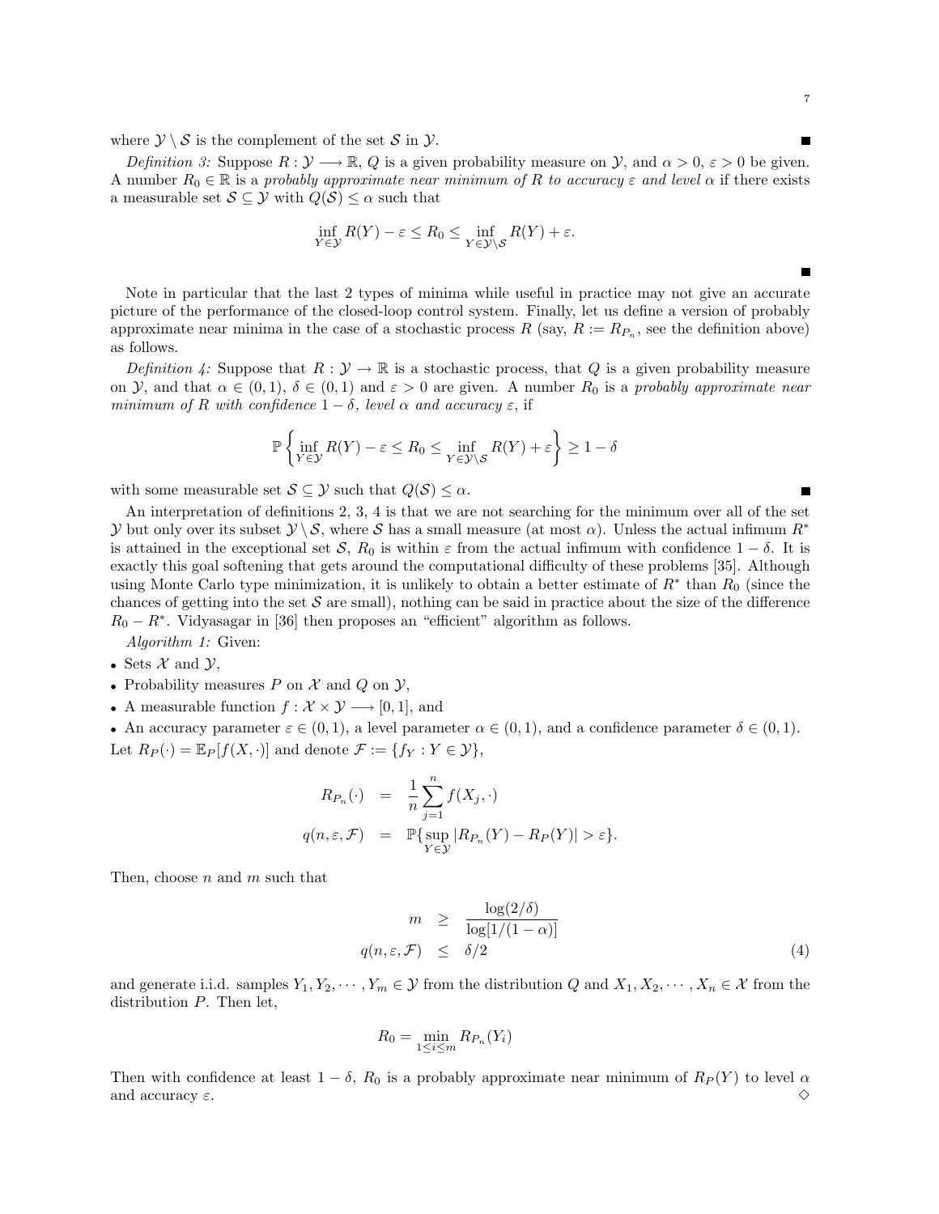where $\mathcal{Y} \setminus \mathcal{S}$ is the complement of the set $\mathcal{S}$ in $\mathcal{Y}$. ■

*Definition 3:* Suppose $R : \mathcal{Y} \longrightarrow \mathbb{R}$, $Q$ is a given probability measure on $\mathcal{Y}$, and $\alpha > 0$, $\varepsilon > 0$ be given. A number $R_0 \in \mathbb{R}$ is a *probably approximate near minimum of R to accuracy $\varepsilon$ and level $\alpha$* if there exists a measurable set $\mathcal{S} \subseteq \mathcal{Y}$ with $Q(\mathcal{S}) \leq \alpha$ such that

$$\inf_{Y \in \mathcal{Y}} R(Y) - \varepsilon \leq R_0 \leq \inf_{Y \in \mathcal{Y} \setminus \mathcal{S}} R(Y) + \varepsilon.$$

■

Note in particular that the last 2 types of minima while useful in practice may not give an accurate picture of the performance of the closed-loop control system. Finally, let us define a version of probably approximate near minima in the case of a stochastic process $R$ (say, $R := R_{P_n}$, see the definition above) as follows.

*Definition 4:* Suppose that $R : \mathcal{Y} \to \mathbb{R}$ is a stochastic process, that $Q$ is a given probability measure on $\mathcal{Y}$, and that $\alpha \in (0,1)$, $\delta \in (0,1)$ and $\varepsilon > 0$ are given. A number $R_0$ is a *probably approximate near minimum of R with confidence $1-\delta$, level $\alpha$ and accuracy $\varepsilon$*, if

$$\mathbb{P}\left\{ \inf_{Y \in \mathcal{Y}} R(Y) - \varepsilon \leq R_0 \leq \inf_{Y \in \mathcal{Y} \setminus \mathcal{S}} R(Y) + \varepsilon \right\} \geq 1 - \delta$$

with some measurable set $\mathcal{S} \subseteq \mathcal{Y}$ such that $Q(\mathcal{S}) \leq \alpha$. ■

An interpretation of definitions 2, 3, 4 is that we are not searching for the minimum over all of the set $\mathcal{Y}$ but only over its subset $\mathcal{Y} \setminus \mathcal{S}$, where $\mathcal{S}$ has a small measure (at most $\alpha$). Unless the actual infimum $R^*$ is attained in the exceptional set $\mathcal{S}$, $R_0$ is within $\varepsilon$ from the actual infimum with confidence $1-\delta$. It is exactly this goal softening that gets around the computational difficulty of these problems [35]. Although using Monte Carlo type minimization, it is unlikely to obtain a better estimate of $R^*$ than $R_0$ (since the chances of getting into the set $\mathcal{S}$ are small), nothing can be said in practice about the size of the difference $R_0 - R^*$. Vidyasagar in [36] then proposes an "efficient" algorithm as follows.

*Algorithm 1:* Given:

- Sets $\mathcal{X}$ and $\mathcal{Y}$,
- Probability measures $P$ on $\mathcal{X}$ and $Q$ on $\mathcal{Y}$,
- A measurable function $f : \mathcal{X} \times \mathcal{Y} \longrightarrow [0,1]$, and
- An accuracy parameter $\varepsilon \in (0,1)$, a level parameter $\alpha \in (0,1)$, and a confidence parameter $\delta \in (0,1)$.

Let $R_P(\cdot) = \mathbb{E}_P[f(X, \cdot)]$ and denote $\mathcal{F} := \{f_Y : Y \in \mathcal{Y}\}$,

$$\begin{aligned} R_{P_n}(\cdot) &= \frac{1}{n}\sum_{j=1}^{n} f(X_j, \cdot) \\ q(n, \varepsilon, \mathcal{F}) &= \mathbb{P}\{\sup_{Y \in \mathcal{Y}} |R_{P_n}(Y) - R_P(Y)| > \varepsilon\}. \end{aligned}$$

Then, choose $n$ and $m$ such that

$$\begin{aligned} m &\geq \frac{\log(2/\delta)}{\log[1/(1-\alpha)]} \\ q(n, \varepsilon, \mathcal{F}) &\leq \delta/2 \end{aligned} \tag{4}$$

and generate i.i.d. samples $Y_1, Y_2, \cdots, Y_m \in \mathcal{Y}$ from the distribution $Q$ and $X_1, X_2, \cdots, X_n \in \mathcal{X}$ from the distribution $P$. Then let,

$$R_0 = \min_{1 \leq i \leq m} R_{P_n}(Y_i)$$

Then with confidence at least $1-\delta$, $R_0$ is a probably approximate near minimum of $R_P(Y)$ to level $\alpha$ and accuracy $\varepsilon$. ◇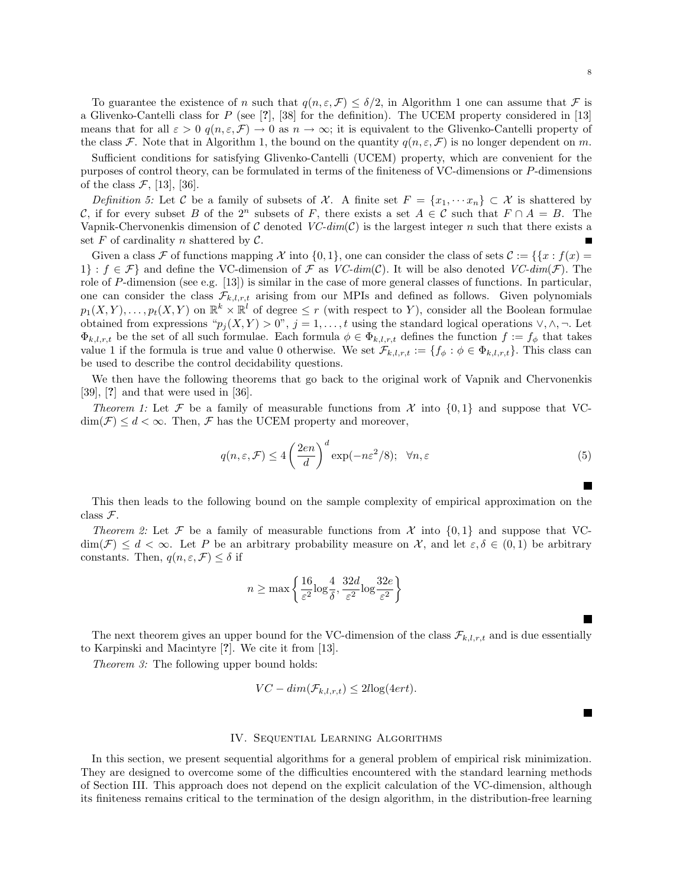To guarantee the existence of $n$ such that $q(n, \varepsilon, \mathcal{F}) \leq \delta/2$, in Algorithm 1 one can assume that $\mathcal{F}$ is a Glivenko-Cantelli class for $P$ (see [?], [38] for the definition). The UCEM property considered in [13] means that for all $\varepsilon > 0$ $q(n, \varepsilon, \mathcal{F}) \to 0$ as $n \to \infty$; it is equivalent to the Glivenko-Cantelli property of the class $\mathcal{F}$. Note that in Algorithm 1, the bound on the quantity $q(n, \varepsilon, \mathcal{F})$ is no longer dependent on $m$.

Sufficient conditions for satisfying Glivenko-Cantelli (UCEM) property, which are convenient for the purposes of control theory, can be formulated in terms of the finiteness of VC-dimensions or $P$-dimensions of the class $\mathcal{F}$, [13], [36].

*Definition 5:* Let $\mathcal{C}$ be a family of subsets of $\mathcal{X}$. A finite set $F = \{x_1, \cdots x_n\} \subset \mathcal{X}$ is shattered by $\mathcal{C}$, if for every subset $B$ of the $2^n$ subsets of $F$, there exists a set $A \in \mathcal{C}$ such that $F \cap A = B$. The Vapnik-Chervonenkis dimension of $\mathcal{C}$ denoted *VC-dim*$(\mathcal{C})$ is the largest integer $n$ such that there exists a set $F$ of cardinality $n$ shattered by $\mathcal{C}$. ∎

Given a class $\mathcal{F}$ of functions mapping $\mathcal{X}$ into $\{0, 1\}$, one can consider the class of sets $\mathcal{C} := \{\{x : f(x) = 1\} : f \in \mathcal{F}\}$ and define the VC-dimension of $\mathcal{F}$ as *VC-dim*$(\mathcal{C})$. It will be also denoted *VC-dim*$(\mathcal{F})$. The role of $P$-dimension (see e.g. [13]) is similar in the case of more general classes of functions. In particular, one can consider the class $\mathcal{F}_{k,l,r,t}$ arising from our MPIs and defined as follows. Given polynomials $p_1(X, Y), \ldots, p_t(X, Y)$ on $\mathbb{R}^k \times \mathbb{R}^l$ of degree $\leq r$ (with respect to $Y$), consider all the Boolean formulae obtained from expressions "$p_j(X, Y) > 0$", $j = 1, \ldots, t$ using the standard logical operations $\vee, \wedge, \neg$. Let $\Phi_{k,l,r,t}$ be the set of all such formulae. Each formula $\phi \in \Phi_{k,l,r,t}$ defines the function $f := f_\phi$ that takes value 1 if the formula is true and value 0 otherwise. We set $\mathcal{F}_{k,l,r,t} := \{f_\phi : \phi \in \Phi_{k,l,r,t}\}$. This class can be used to describe the control decidability questions.

We then have the following theorems that go back to the original work of Vapnik and Chervonenkis [39], [?] and that were used in [36].

*Theorem 1:* Let $\mathcal{F}$ be a family of measurable functions from $\mathcal{X}$ into $\{0, 1\}$ and suppose that VC-dim$(\mathcal{F}) \leq d < \infty$. Then, $\mathcal{F}$ has the UCEM property and moreover,

$$q(n, \varepsilon, \mathcal{F}) \leq 4 \left(\frac{2en}{d}\right)^d \exp(-n\varepsilon^2/8); \quad \forall n, \varepsilon \tag{5}$$

∎

This then leads to the following bound on the sample complexity of empirical approximation on the class $\mathcal{F}$.

*Theorem 2:* Let $\mathcal{F}$ be a family of measurable functions from $\mathcal{X}$ into $\{0, 1\}$ and suppose that VC-dim$(\mathcal{F}) \leq d < \infty$. Let $P$ be an arbitrary probability measure on $\mathcal{X}$, and let $\varepsilon, \delta \in (0, 1)$ be arbitrary constants. Then, $q(n, \varepsilon, \mathcal{F}) \leq \delta$ if

$$n \geq \max\left\{\frac{16}{\varepsilon^2}\log\frac{4}{\delta}, \frac{32d}{\varepsilon^2}\log\frac{32e}{\varepsilon^2}\right\}$$

∎

The next theorem gives an upper bound for the VC-dimension of the class $\mathcal{F}_{k,l,r,t}$ and is due essentially to Karpinski and Macintyre [?]. We cite it from [13].

*Theorem 3:* The following upper bound holds:

$$VC - dim(\mathcal{F}_{k,l,r,t}) \leq 2l\log(4ert).$$

∎

## IV. Sequential Learning Algorithms

In this section, we present sequential algorithms for a general problem of empirical risk minimization. They are designed to overcome some of the difficulties encountered with the standard learning methods of Section III. This approach does not depend on the explicit calculation of the VC-dimension, although its finiteness remains critical to the termination of the design algorithm, in the distribution-free learning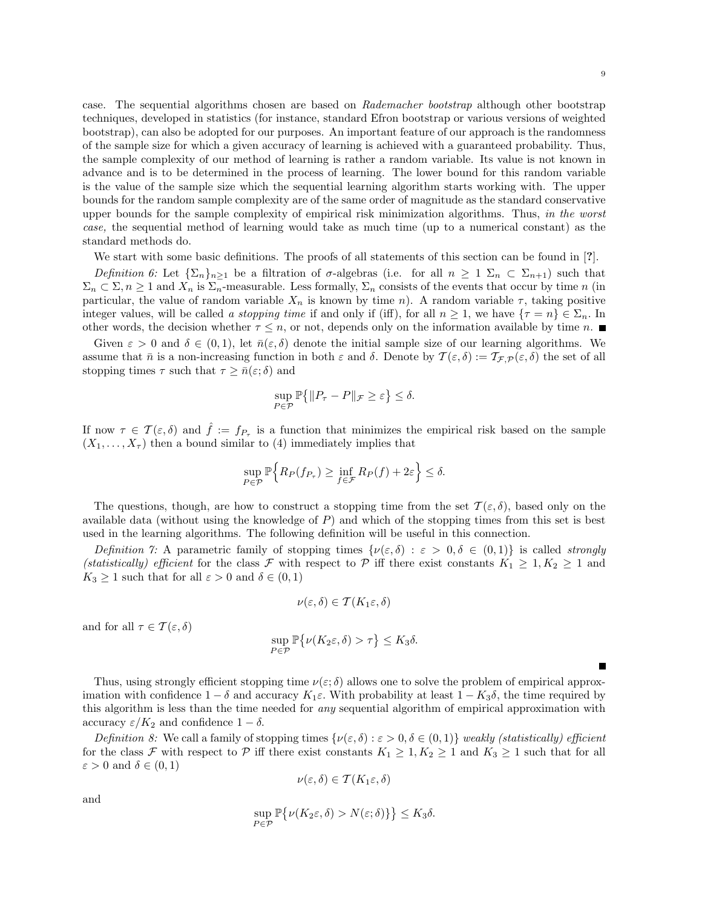case. The sequential algorithms chosen are based on *Rademacher bootstrap* although other bootstrap techniques, developed in statistics (for instance, standard Efron bootstrap or various versions of weighted bootstrap), can also be adopted for our purposes. An important feature of our approach is the randomness of the sample size for which a given accuracy of learning is achieved with a guaranteed probability. Thus, the sample complexity of our method of learning is rather a random variable. Its value is not known in advance and is to be determined in the process of learning. The lower bound for this random variable is the value of the sample size which the sequential learning algorithm starts working with. The upper bounds for the random sample complexity are of the same order of magnitude as the standard conservative upper bounds for the sample complexity of empirical risk minimization algorithms. Thus, *in the worst case,* the sequential method of learning would take as much time (up to a numerical constant) as the standard methods do.

We start with some basic definitions. The proofs of all statements of this section can be found in [?].

*Definition 6:* Let $\{\Sigma_n\}_{n\geq 1}$ be a filtration of $\sigma$-algebras (i.e. for all $n \geq 1$ $\Sigma_n \subset \Sigma_{n+1}$) such that $\Sigma_n \subset \Sigma, n \geq 1$ and $X_n$ is $\Sigma_n$-measurable. Less formally, $\Sigma_n$ consists of the events that occur by time $n$ (in particular, the value of random variable $X_n$ is known by time $n$). A random variable $\tau$, taking positive integer values, will be called *a stopping time* if and only if (iff), for all $n \geq 1$, we have $\{\tau = n\} \in \Sigma_n$. In other words, the decision whether $\tau \leq n$, or not, depends only on the information available by time $n$. ■

Given $\varepsilon > 0$ and $\delta \in (0,1)$, let $\bar{n}(\varepsilon, \delta)$ denote the initial sample size of our learning algorithms. We assume that $\bar{n}$ is a non-increasing function in both $\varepsilon$ and $\delta$. Denote by $\mathcal{T}(\varepsilon, \delta) := \mathcal{T}_{\mathcal{F},\mathcal{P}}(\varepsilon, \delta)$ the set of all stopping times $\tau$ such that $\tau \geq \bar{n}(\varepsilon; \delta)$ and

$$\sup_{P\in\mathcal{P}} \mathbb{P}\big\{\|P_\tau - P\|_{\mathcal{F}} \geq \varepsilon\big\} \leq \delta.$$

If now $\tau \in \mathcal{T}(\varepsilon, \delta)$ and $\hat{f} := f_{P_\tau}$ is a function that minimizes the empirical risk based on the sample $(X_1, \ldots, X_\tau)$ then a bound similar to (4) immediately implies that

$$\sup_{P\in\mathcal{P}} \mathbb{P}\Big\{R_P(f_{P_\tau}) \geq \inf_{f\in\mathcal{F}} R_P(f) + 2\varepsilon\Big\} \leq \delta.$$

The questions, though, are how to construct a stopping time from the set $\mathcal{T}(\varepsilon, \delta)$, based only on the available data (without using the knowledge of $P$) and which of the stopping times from this set is best used in the learning algorithms. The following definition will be useful in this connection.

*Definition 7:* A parametric family of stopping times $\{\nu(\varepsilon, \delta) : \varepsilon > 0, \delta \in (0,1)\}$ is called *strongly (statistically) efficient* for the class $\mathcal{F}$ with respect to $\mathcal{P}$ iff there exist constants $K_1 \geq 1, K_2 \geq 1$ and $K_3 \geq 1$ such that for all $\varepsilon > 0$ and $\delta \in (0,1)$

$$\nu(\varepsilon, \delta) \in \mathcal{T}(K_1\varepsilon, \delta)$$

and for all $\tau \in \mathcal{T}(\varepsilon, \delta)$

$$\sup_{P\in\mathcal{P}} \mathbb{P}\big\{\nu(K_2\varepsilon, \delta) > \tau\big\} \leq K_3\delta.$$

■

Thus, using strongly efficient stopping time $\nu(\varepsilon; \delta)$ allows one to solve the problem of empirical approximation with confidence $1 - \delta$ and accuracy $K_1\varepsilon$. With probability at least $1 - K_3\delta$, the time required by this algorithm is less than the time needed for *any* sequential algorithm of empirical approximation with accuracy $\varepsilon/K_2$ and confidence $1 - \delta$.

*Definition 8:* We call a family of stopping times $\{\nu(\varepsilon, \delta) : \varepsilon > 0, \delta \in (0,1)\}$ *weakly (statistically) efficient* for the class $\mathcal{F}$ with respect to $\mathcal{P}$ iff there exist constants $K_1 \geq 1, K_2 \geq 1$ and $K_3 \geq 1$ such that for all $\varepsilon > 0$ and $\delta \in (0,1)$

$$\nu(\varepsilon, \delta) \in \mathcal{T}(K_1\varepsilon, \delta)$$

and

$$\sup_{P\in\mathcal{P}} \mathbb{P}\big\{\nu(K_2\varepsilon, \delta) > N(\varepsilon; \delta)\big\}\big\} \leq K_3\delta.$$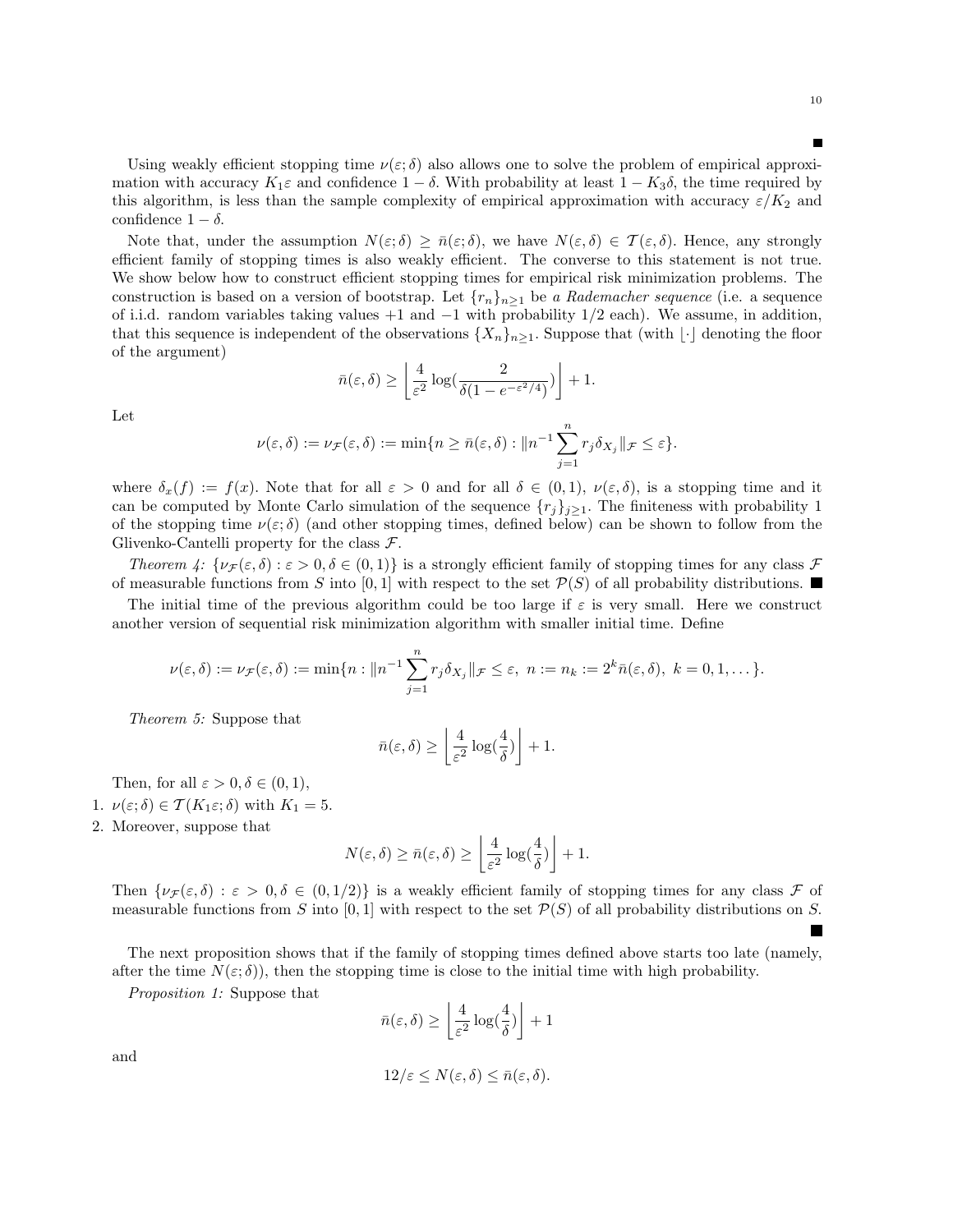■

Using weakly efficient stopping time $\nu(\varepsilon;\delta)$ also allows one to solve the problem of empirical approximation with accuracy $K_1\varepsilon$ and confidence $1-\delta$. With probability at least $1-K_3\delta$, the time required by this algorithm, is less than the sample complexity of empirical approximation with accuracy $\varepsilon/K_2$ and confidence $1-\delta$.

Note that, under the assumption $N(\varepsilon;\delta) \geq \bar{n}(\varepsilon;\delta)$, we have $N(\varepsilon,\delta) \in \mathcal{T}(\varepsilon,\delta)$. Hence, any strongly efficient family of stopping times is also weakly efficient. The converse to this statement is not true. We show below how to construct efficient stopping times for empirical risk minimization problems. The construction is based on a version of bootstrap. Let $\{r_n\}_{n\geq 1}$ be *a Rademacher sequence* (i.e. a sequence of i.i.d. random variables taking values $+1$ and $-1$ with probability $1/2$ each). We assume, in addition, that this sequence is independent of the observations $\{X_n\}_{n\geq 1}$. Suppose that (with $\lfloor\cdot\rfloor$ denoting the floor of the argument)

$$\bar{n}(\varepsilon,\delta) \geq \left\lfloor \frac{4}{\varepsilon^2}\log\Big(\frac{2}{\delta(1-e^{-\varepsilon^2/4})}\Big) \right\rfloor + 1.$$

Let

$$\nu(\varepsilon,\delta) := \nu_{\mathcal{F}}(\varepsilon,\delta) := \min\{n \geq \bar{n}(\varepsilon,\delta) : \|n^{-1}\sum_{j=1}^{n} r_j\delta_{X_j}\|_{\mathcal{F}} \leq \varepsilon\}.$$

where $\delta_x(f) := f(x)$. Note that for all $\varepsilon > 0$ and for all $\delta \in (0,1)$, $\nu(\varepsilon,\delta)$, is a stopping time and it can be computed by Monte Carlo simulation of the sequence $\{r_j\}_{j\geq 1}$. The finiteness with probability 1 of the stopping time $\nu(\varepsilon;\delta)$ (and other stopping times, defined below) can be shown to follow from the Glivenko-Cantelli property for the class $\mathcal{F}$.

*Theorem 4:* $\{\nu_{\mathcal{F}}(\varepsilon,\delta) : \varepsilon > 0, \delta \in (0,1)\}$ is a strongly efficient family of stopping times for any class $\mathcal{F}$ of measurable functions from $S$ into $[0,1]$ with respect to the set $\mathcal{P}(S)$ of all probability distributions. ■

The initial time of the previous algorithm could be too large if $\varepsilon$ is very small. Here we construct another version of sequential risk minimization algorithm with smaller initial time. Define

$$\nu(\varepsilon,\delta) := \nu_{\mathcal{F}}(\varepsilon,\delta) := \min\{n : \|n^{-1}\sum_{j=1}^{n} r_j\delta_{X_j}\|_{\mathcal{F}} \leq \varepsilon,\ n := n_k := 2^k\bar{n}(\varepsilon,\delta),\ k = 0,1,\dots\}.$$

*Theorem 5:* Suppose that

$$\bar{n}(\varepsilon,\delta) \geq \left\lfloor \frac{4}{\varepsilon^2}\log\Big(\frac{4}{\delta}\Big) \right\rfloor + 1.$$

Then, for all $\varepsilon > 0, \delta \in (0,1)$,

1. $\nu(\varepsilon;\delta) \in \mathcal{T}(K_1\varepsilon;\delta)$ with $K_1 = 5$.
2. Moreover, suppose that

$$N(\varepsilon,\delta) \geq \bar{n}(\varepsilon,\delta) \geq \left\lfloor \frac{4}{\varepsilon^2}\log\Big(\frac{4}{\delta}\Big) \right\rfloor + 1.$$

Then $\{\nu_{\mathcal{F}}(\varepsilon,\delta) : \varepsilon > 0, \delta \in (0,1/2)\}$ is a weakly efficient family of stopping times for any class $\mathcal{F}$ of measurable functions from $S$ into $[0,1]$ with respect to the set $\mathcal{P}(S)$ of all probability distributions on $S$.

■

The next proposition shows that if the family of stopping times defined above starts too late (namely, after the time $N(\varepsilon;\delta)$), then the stopping time is close to the initial time with high probability.

*Proposition 1:* Suppose that

$$\bar{n}(\varepsilon,\delta) \geq \left\lfloor \frac{4}{\varepsilon^2}\log\Big(\frac{4}{\delta}\Big) \right\rfloor + 1$$

and

$$12/\varepsilon \leq N(\varepsilon,\delta) \leq \bar{n}(\varepsilon,\delta).$$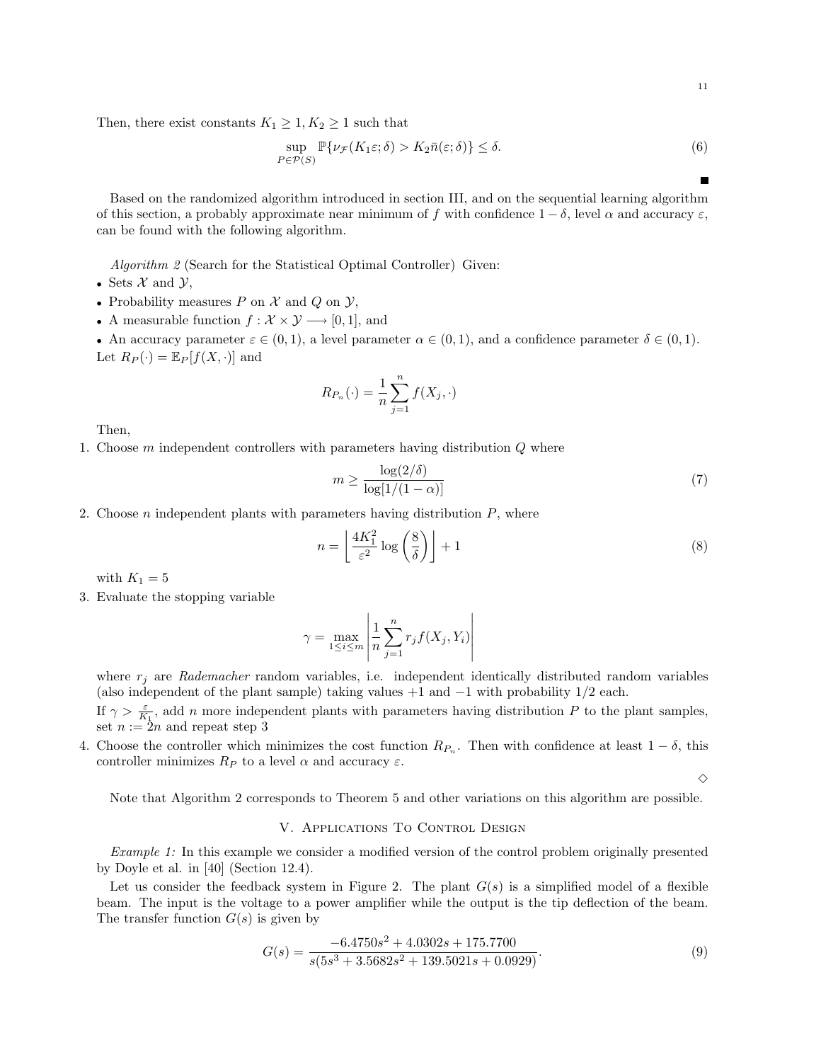Then, there exist constants $K_1 \geq 1, K_2 \geq 1$ such that

$$\sup_{P \in \mathcal{P}(S)} \mathbb{P}\{\nu_{\mathcal{F}}(K_1\varepsilon; \delta) > K_2 \bar{n}(\varepsilon; \delta)\} \leq \delta. \tag{6}$$

■

Based on the randomized algorithm introduced in section III, and on the sequential learning algorithm of this section, a probably approximate near minimum of $f$ with confidence $1-\delta$, level $\alpha$ and accuracy $\varepsilon$, can be found with the following algorithm.

*Algorithm 2* (Search for the Statistical Optimal Controller) Given:

- Sets $\mathcal{X}$ and $\mathcal{Y}$,
- Probability measures $P$ on $\mathcal{X}$ and $Q$ on $\mathcal{Y}$,
- A measurable function $f : \mathcal{X} \times \mathcal{Y} \longrightarrow [0,1]$, and
- An accuracy parameter $\varepsilon \in (0,1)$, a level parameter $\alpha \in (0,1)$, and a confidence parameter $\delta \in (0,1)$.

Let $R_P(\cdot) = \mathbb{E}_P[f(X, \cdot)]$ and

$$R_{P_n}(\cdot) = \frac{1}{n}\sum_{j=1}^{n} f(X_j, \cdot)$$

Then,

1. Choose $m$ independent controllers with parameters having distribution $Q$ where

$$m \geq \frac{\log(2/\delta)}{\log[1/(1-\alpha)]} \tag{7}$$

2. Choose $n$ independent plants with parameters having distribution $P$, where

$$n = \left\lfloor \frac{4K_1^2}{\varepsilon^2} \log\left(\frac{8}{\delta}\right) \right\rfloor + 1 \tag{8}$$

   with $K_1 = 5$

3. Evaluate the stopping variable

$$\gamma = \max_{1 \leq i \leq m} \left| \frac{1}{n} \sum_{j=1}^{n} r_j f(X_j, Y_i) \right|$$

   where $r_j$ are *Rademacher* random variables, i.e. independent identically distributed random variables (also independent of the plant sample) taking values $+1$ and $-1$ with probability $1/2$ each.

   If $\gamma > \frac{\varepsilon}{K_1}$, add $n$ more independent plants with parameters having distribution $P$ to the plant samples, set $n := 2n$ and repeat step 3

4. Choose the controller which minimizes the cost function $R_{P_n}$. Then with confidence at least $1-\delta$, this controller minimizes $R_P$ to a level $\alpha$ and accuracy $\varepsilon$.

◇

Note that Algorithm 2 corresponds to Theorem 5 and other variations on this algorithm are possible.

## V. Applications To Control Design

*Example 1:* In this example we consider a modified version of the control problem originally presented by Doyle et al. in [40] (Section 12.4).

Let us consider the feedback system in Figure 2. The plant $G(s)$ is a simplified model of a flexible beam. The input is the voltage to a power amplifier while the output is the tip deflection of the beam. The transfer function $G(s)$ is given by

$$G(s) = \frac{-6.4750s^2 + 4.0302s + 175.7700}{s(5s^3 + 3.5682s^2 + 139.5021s + 0.0929)}. \tag{9}$$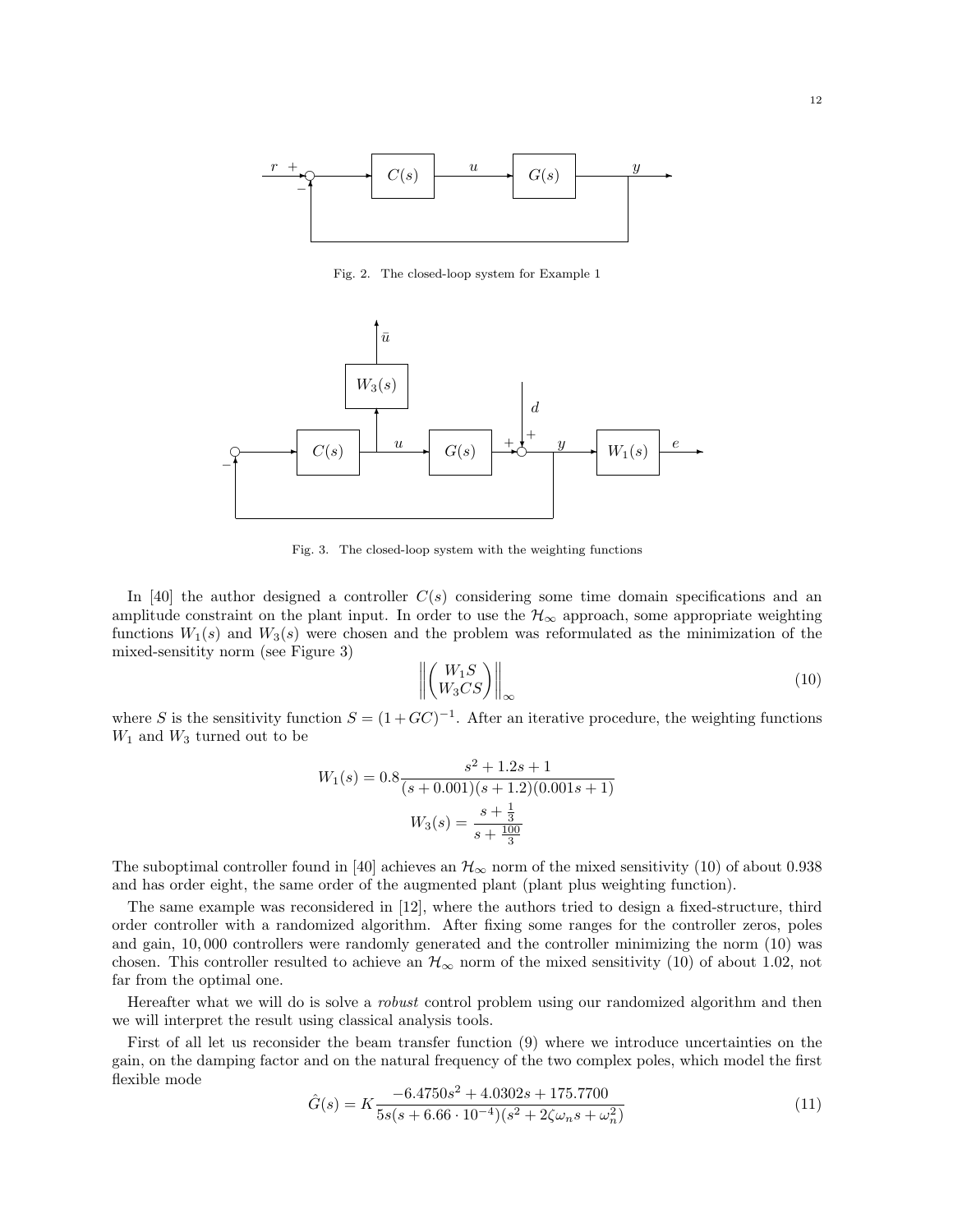Fig. 2. The closed-loop system for Example 1

Fig. 3. The closed-loop system with the weighting functions

In [40] the author designed a controller $C(s)$ considering some time domain specifications and an amplitude constraint on the plant input. In order to use the $\mathcal{H}_\infty$ approach, some appropriate weighting functions $W_1(s)$ and $W_3(s)$ were chosen and the problem was reformulated as the minimization of the mixed-sensitity norm (see Figure 3)

$$\left\| \begin{pmatrix} W_1 S \\ W_3 C S \end{pmatrix} \right\|_\infty \tag{10}$$

where $S$ is the sensitivity function $S = (1 + GC)^{-1}$. After an iterative procedure, the weighting functions $W_1$ and $W_3$ turned out to be

$$W_1(s) = 0.8 \frac{s^2 + 1.2s + 1}{(s + 0.001)(s + 1.2)(0.001s + 1)}$$

$$W_3(s) = \frac{s + \frac{1}{3}}{s + \frac{100}{3}}$$

The suboptimal controller found in [40] achieves an $\mathcal{H}_\infty$ norm of the mixed sensitivity (10) of about 0.938 and has order eight, the same order of the augmented plant (plant plus weighting function).

The same example was reconsidered in [12], where the authors tried to design a fixed-structure, third order controller with a randomized algorithm. After fixing some ranges for the controller zeros, poles and gain, 10,000 controllers were randomly generated and the controller minimizing the norm (10) was chosen. This controller resulted to achieve an $\mathcal{H}_\infty$ norm of the mixed sensitivity (10) of about 1.02, not far from the optimal one.

Hereafter what we will do is solve a *robust* control problem using our randomized algorithm and then we will interpret the result using classical analysis tools.

First of all let us reconsider the beam transfer function (9) where we introduce uncertainties on the gain, on the damping factor and on the natural frequency of the two complex poles, which model the first flexible mode

$$\hat{G}(s) = K \frac{-6.4750s^2 + 4.0302s + 175.7700}{5s(s + 6.66 \cdot 10^{-4})(s^2 + 2\zeta\omega_n s + \omega_n^2)} \tag{11}$$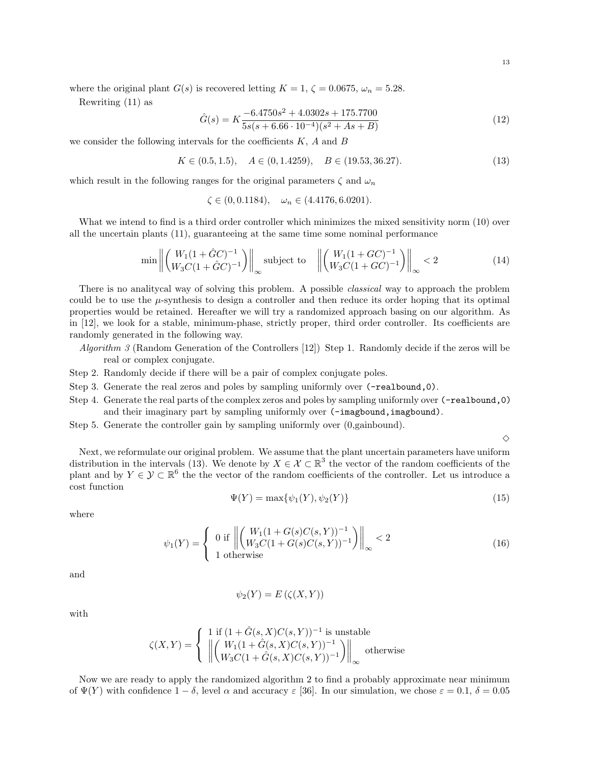where the original plant $G(s)$ is recovered letting $K = 1$, $\zeta = 0.0675$, $\omega_n = 5.28$.

Rewriting (11) as

$$\hat{G}(s) = K\frac{-6.4750s^2 + 4.0302s + 175.7700}{5s(s + 6.66 \cdot 10^{-4})(s^2 + As + B)} \tag{12}$$

we consider the following intervals for the coefficients $K$, $A$ and $B$

$$K \in (0.5, 1.5), \quad A \in (0, 1.4259), \quad B \in (19.53, 36.27). \tag{13}$$

which result in the following ranges for the original parameters $\zeta$ and $\omega_n$

$$\zeta \in (0, 0.1184), \quad \omega_n \in (4.4176, 6.0201).$$

What we intend to find is a third order controller which minimizes the mixed sensitivity norm (10) over all the uncertain plants (11), guaranteeing at the same time some nominal performance

$$\min \left\| \begin{pmatrix} W_1(1 + \hat{G}C)^{-1} \\ W_3 C(1 + \hat{G}C)^{-1} \end{pmatrix} \right\|_\infty \text{ subject to } \left\| \begin{pmatrix} W_1(1 + GC)^{-1} \\ W_3 C(1 + GC)^{-1} \end{pmatrix} \right\|_\infty < 2 \tag{14}$$

There is no analitycal way of solving this problem. A possible *classical* way to approach the problem could be to use the $\mu$-synthesis to design a controller and then reduce its order hoping that its optimal properties would be retained. Hereafter we will try a randomized approach basing on our algorithm. As in [12], we look for a stable, minimum-phase, strictly proper, third order controller. Its coefficients are randomly generated in the following way.

*Algorithm 3* (Random Generation of the Controllers [12]) Step 1. Randomly decide if the zeros will be real or complex conjugate.

Step 2. Randomly decide if there will be a pair of complex conjugate poles.

Step 3. Generate the real zeros and poles by sampling uniformly over `(-realbound,0)`.

Step 4. Generate the real parts of the complex zeros and poles by sampling uniformly over `(-realbound,0)` and their imaginary part by sampling uniformly over `(-imagbound,imagbound)`.

Step 5. Generate the controller gain by sampling uniformly over (0,gainbound).

◇

Next, we reformulate our original problem. We assume that the plant uncertain parameters have uniform distribution in the intervals (13). We denote by $X \in \mathcal{X} \subset \mathbb{R}^3$ the vector of the random coefficients of the plant and by $Y \in \mathcal{Y} \subset \mathbb{R}^6$ the the vector of the random coefficients of the controller. Let us introduce a cost function

$$\Psi(Y) = \max\{\psi_1(Y), \psi_2(Y)\} \tag{15}$$

where

$$\psi_1(Y) = \begin{cases} 0 \text{ if } \left\| \begin{pmatrix} W_1(1 + G(s)C(s,Y))^{-1} \\ W_3 C(1 + G(s)C(s,Y))^{-1} \end{pmatrix} \right\|_\infty < 2 \\ 1 \text{ otherwise} \end{cases} \tag{16}$$

and

$$\psi_2(Y) = E\left(\zeta(X, Y)\right)$$

with

$$\zeta(X,Y) = \begin{cases} 1 \text{ if } (1 + \hat{G}(s,X)C(s,Y))^{-1} \text{ is unstable} \\ \left\| \begin{pmatrix} W_1(1 + \hat{G}(s,X)C(s,Y))^{-1} \\ W_3 C(1 + \hat{G}(s,X)C(s,Y))^{-1} \end{pmatrix} \right\|_\infty \text{ otherwise} \end{cases}$$

Now we are ready to apply the randomized algorithm 2 to find a probably approximate near minimum of $\Psi(Y)$ with confidence $1 - \delta$, level $\alpha$ and accuracy $\varepsilon$ [36]. In our simulation, we chose $\varepsilon = 0.1$, $\delta = 0.05$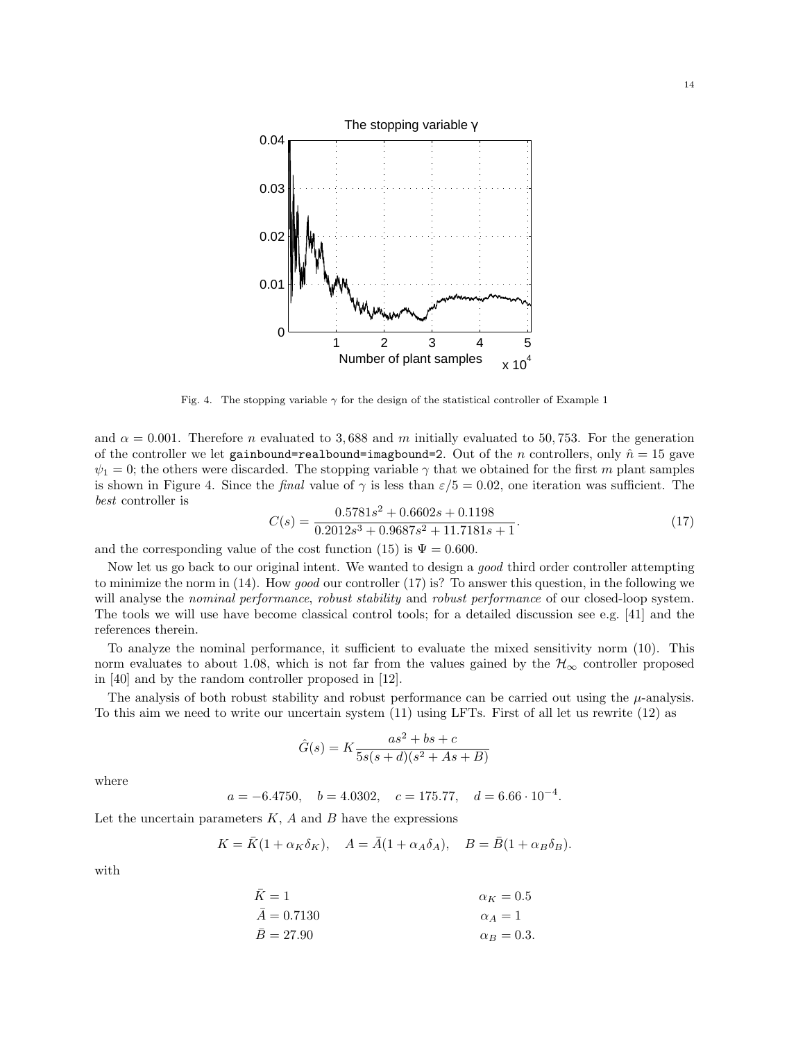Fig. 4. The stopping variable $\gamma$ for the design of the statistical controller of Example 1

and $\alpha = 0.001$. Therefore $n$ evaluated to 3,688 and $m$ initially evaluated to 50,753. For the generation of the controller we let `gainbound=realbound=imagbound=2`. Out of the $n$ controllers, only $\hat{n} = 15$ gave $\psi_1 = 0$; the others were discarded. The stopping variable $\gamma$ that we obtained for the first $m$ plant samples is shown in Figure 4. Since the *final* value of $\gamma$ is less than $\varepsilon/5 = 0.02$, one iteration was sufficient. The *best* controller is

$$C(s) = \frac{0.5781s^2 + 0.6602s + 0.1198}{0.2012s^3 + 0.9687s^2 + 11.7181s + 1}. \tag{17}$$

and the corresponding value of the cost function (15) is $\Psi = 0.600$.

Now let us go back to our original intent. We wanted to design a *good* third order controller attempting to minimize the norm in (14). How *good* our controller (17) is? To answer this question, in the following we will analyse the *nominal performance*, *robust stability* and *robust performance* of our closed-loop system. The tools we will use have become classical control tools; for a detailed discussion see e.g. [41] and the references therein.

To analyze the nominal performance, it sufficient to evaluate the mixed sensitivity norm (10). This norm evaluates to about 1.08, which is not far from the values gained by the $\mathcal{H}_\infty$ controller proposed in [40] and by the random controller proposed in [12].

The analysis of both robust stability and robust performance can be carried out using the $\mu$-analysis. To this aim we need to write our uncertain system (11) using LFTs. First of all let us rewrite (12) as

$$\hat{G}(s) = K\frac{as^2 + bs + c}{5s(s + d)(s^2 + As + B)}$$

where

$$a = -6.4750, \quad b = 4.0302, \quad c = 175.77, \quad d = 6.66 \cdot 10^{-4}.$$

Let the uncertain parameters $K$, $A$ and $B$ have the expressions

$$K = \bar{K}(1 + \alpha_K\delta_K), \quad A = \bar{A}(1 + \alpha_A\delta_A), \quad B = \bar{B}(1 + \alpha_B\delta_B).$$

with

$$\begin{aligned} \bar{K} &= 1 & \alpha_K &= 0.5 \\ \bar{A} &= 0.7130 & \alpha_A &= 1 \\ \bar{B} &= 27.90 & \alpha_B &= 0.3. \end{aligned}$$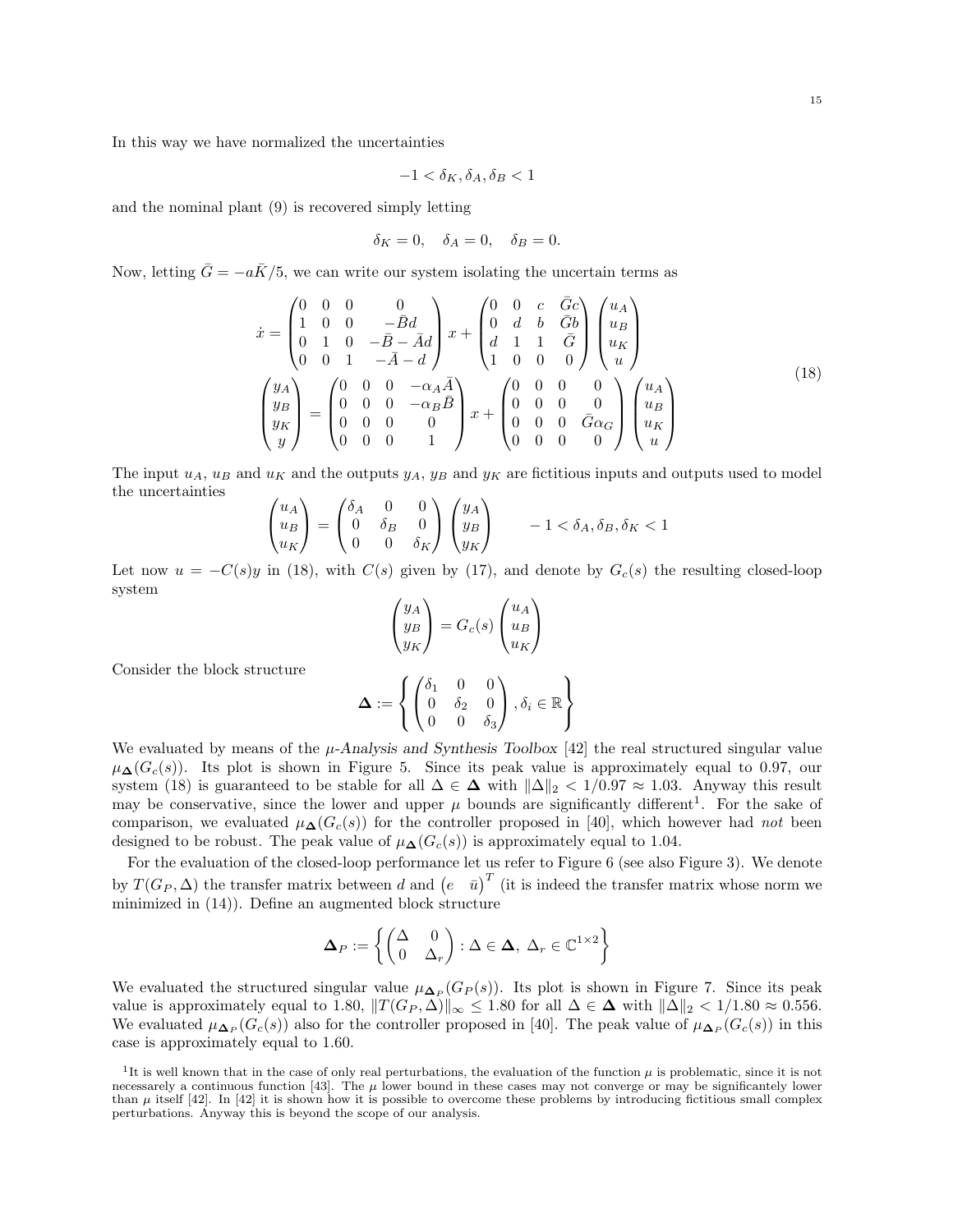In this way we have normalized the uncertainties

$$-1 < \delta_K, \delta_A, \delta_B < 1$$

and the nominal plant (9) is recovered simply letting

$$\delta_K = 0, \quad \delta_A = 0, \quad \delta_B = 0.$$

Now, letting $\bar{G} = -a\bar{K}/5$, we can write our system isolating the uncertain terms as

$$\begin{aligned}
\dot{x} &= \begin{pmatrix} 0 & 0 & 0 & 0 \\ 1 & 0 & 0 & -\bar{B}d \\ 0 & 1 & 0 & -\bar{B}-\bar{A}d \\ 0 & 0 & 1 & -\bar{A}-d \end{pmatrix} x + \begin{pmatrix} 0 & 0 & c & \bar{G}c \\ 0 & d & b & \bar{G}b \\ d & 1 & 1 & \bar{G} \\ 1 & 0 & 0 & 0 \end{pmatrix} \begin{pmatrix} u_A \\ u_B \\ u_K \\ u \end{pmatrix} \\
\begin{pmatrix} y_A \\ y_B \\ y_K \\ y \end{pmatrix} &= \begin{pmatrix} 0 & 0 & 0 & -\alpha_A \bar{A} \\ 0 & 0 & 0 & -\alpha_B \bar{B} \\ 0 & 0 & 0 & 0 \\ 0 & 0 & 0 & 1 \end{pmatrix} x + \begin{pmatrix} 0 & 0 & 0 & 0 \\ 0 & 0 & 0 & 0 \\ 0 & 0 & 0 & \bar{G}\alpha_G \\ 0 & 0 & 0 & 0 \end{pmatrix} \begin{pmatrix} u_A \\ u_B \\ u_K \\ u \end{pmatrix}
\end{aligned} \tag{18}$$

The input $u_A$, $u_B$ and $u_K$ and the outputs $y_A$, $y_B$ and $y_K$ are fictitious inputs and outputs used to model the uncertainties

$$\begin{pmatrix} u_A \\ u_B \\ u_K \end{pmatrix} = \begin{pmatrix} \delta_A & 0 & 0 \\ 0 & \delta_B & 0 \\ 0 & 0 & \delta_K \end{pmatrix} \begin{pmatrix} y_A \\ y_B \\ y_K \end{pmatrix} \qquad -1 < \delta_A, \delta_B, \delta_K < 1$$

Let now $u = -C(s)y$ in (18), with $C(s)$ given by (17), and denote by $G_c(s)$ the resulting closed-loop system

$$\begin{pmatrix} y_A \\ y_B \\ y_K \end{pmatrix} = G_c(s) \begin{pmatrix} u_A \\ u_B \\ u_K \end{pmatrix}$$

Consider the block structure

$$\mathbf{\Delta} := \left\{ \begin{pmatrix} \delta_1 & 0 & 0 \\ 0 & \delta_2 & 0 \\ 0 & 0 & \delta_3 \end{pmatrix}, \delta_i \in \mathbb{R} \right\}$$

We evaluated by means of the *μ-Analysis and Synthesis Toolbox* [42] the real structured singular value $\mu_{\mathbf{\Delta}}(G_c(s))$. Its plot is shown in Figure 5. Since its peak value is approximately equal to 0.97, our system (18) is guaranteed to be stable for all $\Delta \in \mathbf{\Delta}$ with $\|\Delta\|_2 < 1/0.97 \approx 1.03$. Anyway this result may be conservative, since the lower and upper $\mu$ bounds are significantly different[1]. For the sake of comparison, we evaluated $\mu_{\mathbf{\Delta}}(G_c(s))$ for the controller proposed in [40], which however had *not* been designed to be robust. The peak value of $\mu_{\mathbf{\Delta}}(G_c(s))$ is approximately equal to 1.04.

For the evaluation of the closed-loop performance let us refer to Figure 6 (see also Figure 3). We denote by $T(G_P, \Delta)$ the transfer matrix between $d$ and $\begin{pmatrix} e & \bar{u} \end{pmatrix}^T$ (it is indeed the transfer matrix whose norm we minimized in (14)). Define an augmented block structure

$$\mathbf{\Delta}_P := \left\{ \begin{pmatrix} \Delta & 0 \\ 0 & \Delta_r \end{pmatrix} : \Delta \in \mathbf{\Delta},\ \Delta_r \in \mathbb{C}^{1\times 2} \right\}$$

We evaluated the structured singular value $\mu_{\mathbf{\Delta}_P}(G_P(s))$. Its plot is shown in Figure 7. Since its peak value is approximately equal to 1.80, $\|T(G_P, \Delta)\|_\infty \leq 1.80$ for all $\Delta \in \mathbf{\Delta}$ with $\|\Delta\|_2 < 1/1.80 \approx 0.556$. We evaluated $\mu_{\mathbf{\Delta}_P}(G_c(s))$ also for the controller proposed in [40]. The peak value of $\mu_{\mathbf{\Delta}_P}(G_c(s))$ in this case is approximately equal to 1.60.

[1] It is well known that in the case of only real perturbations, the evaluation of the function $\mu$ is problematic, since it is not necessarely a continuous function [43]. The $\mu$ lower bound in these cases may not converge or may be significantly lower than $\mu$ itself [42]. In [42] it is shown how it is possible to overcome these problems by introducing fictitious small complex perturbations. Anyway this is beyond the scope of our analysis.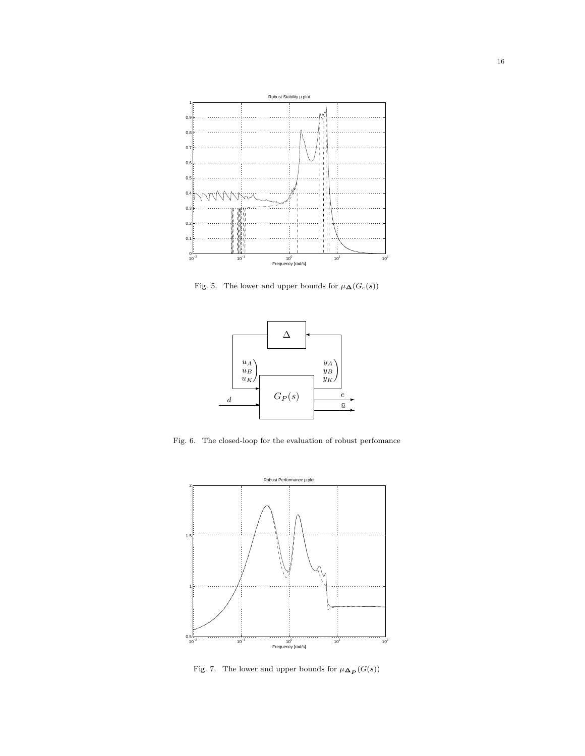Fig. 5. The lower and upper bounds for $\mu_{\mathbf{\Delta}}(G_c(s))$

Fig. 6. The closed-loop for the evaluation of robust perfomance

Fig. 7. The lower and upper bounds for $\mu_{\mathbf{\Delta_P}}(G(s))$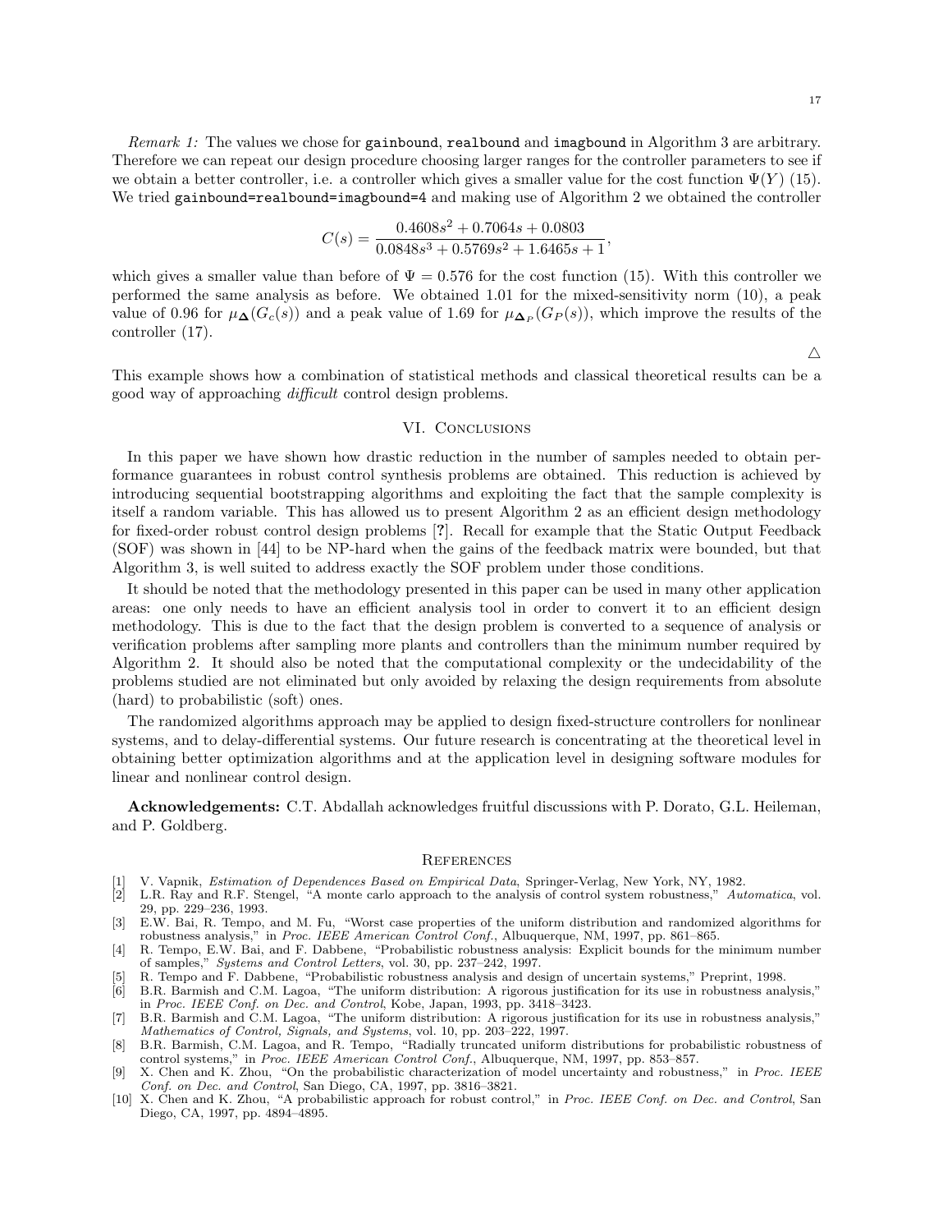*Remark 1:* The values we chose for `gainbound`, `realbound` and `imagbound` in Algorithm 3 are arbitrary. Therefore we can repeat our design procedure choosing larger ranges for the controller parameters to see if we obtain a better controller, i.e. a controller which gives a smaller value for the cost function $\Psi(Y)$ (15). We tried `gainbound=realbound=imagbound=4` and making use of Algorithm 2 we obtained the controller

$$C(s) = \frac{0.4608s^2 + 0.7064s + 0.0803}{0.0848s^3 + 0.5769s^2 + 1.6465s + 1},$$

which gives a smaller value than before of $\Psi = 0.576$ for the cost function (15). With this controller we performed the same analysis as before. We obtained 1.01 for the mixed-sensitivity norm (10), a peak value of 0.96 for $\mu_{\mathbf{\Delta}}(G_c(s))$ and a peak value of 1.69 for $\mu_{\mathbf{\Delta}_P}(G_P(s))$, which improve the results of the controller (17).

△

This example shows how a combination of statistical methods and classical theoretical results can be a good way of approaching *difficult* control design problems.

## VI. Conclusions

In this paper we have shown how drastic reduction in the number of samples needed to obtain performance guarantees in robust control synthesis problems are obtained. This reduction is achieved by introducing sequential bootstrapping algorithms and exploiting the fact that the sample complexity is itself a random variable. This has allowed us to present Algorithm 2 as an efficient design methodology for fixed-order robust control design problems [**?**]. Recall for example that the Static Output Feedback (SOF) was shown in [44] to be NP-hard when the gains of the feedback matrix were bounded, but that Algorithm 3, is well suited to address exactly the SOF problem under those conditions.

It should be noted that the methodology presented in this paper can be used in many other application areas: one only needs to have an efficient analysis tool in order to convert it to an efficient design methodology. This is due to the fact that the design problem is converted to a sequence of analysis or verification problems after sampling more plants and controllers than the minimum number required by Algorithm 2. It should also be noted that the computational complexity or the undecidability of the problems studied are not eliminated but only avoided by relaxing the design requirements from absolute (hard) to probabilistic (soft) ones.

The randomized algorithms approach may be applied to design fixed-structure controllers for nonlinear systems, and to delay-differential systems. Our future research is concentrating at the theoretical level in obtaining better optimization algorithms and at the application level in designing software modules for linear and nonlinear control design.

**Acknowledgements:** C.T. Abdallah acknowledges fruitful discussions with P. Dorato, G.L. Heileman, and P. Goldberg.

## References

[1] V. Vapnik, *Estimation of Dependences Based on Empirical Data*, Springer-Verlag, New York, NY, 1982.
[2] L.R. Ray and R.F. Stengel, "A monte carlo approach to the analysis of control system robustness," *Automatica*, vol. 29, pp. 229–236, 1993.
[3] E.W. Bai, R. Tempo, and M. Fu, "Worst case properties of the uniform distribution and randomized algorithms for robustness analysis," in *Proc. IEEE American Control Conf.*, Albuquerque, NM, 1997, pp. 861–865.
[4] R. Tempo, E.W. Bai, and F. Dabbene, "Probabilistic robustness analysis: Explicit bounds for the minimum number of samples," *Systems and Control Letters*, vol. 30, pp. 237–242, 1997.
[5] R. Tempo and F. Dabbene, "Probabilistic robustness analysis and design of uncertain systems," Preprint, 1998.
[6] B.R. Barmish and C.M. Lagoa, "The uniform distribution: A rigorous justification for its use in robustness analysis," in *Proc. IEEE Conf. on Dec. and Control*, Kobe, Japan, 1993, pp. 3418–3423.
[7] B.R. Barmish and C.M. Lagoa, "The uniform distribution: A rigorous justification for its use in robustness analysis," *Mathematics of Control, Signals, and Systems*, vol. 10, pp. 203–222, 1997.
[8] B.R. Barmish, C.M. Lagoa, and R. Tempo, "Radially truncated uniform distributions for probabilistic robustness of control systems," in *Proc. IEEE American Control Conf.*, Albuquerque, NM, 1997, pp. 853–857.
[9] X. Chen and K. Zhou, "On the probabilistic characterization of model uncertainty and robustness," in *Proc. IEEE Conf. on Dec. and Control*, San Diego, CA, 1997, pp. 3816–3821.
[10] X. Chen and K. Zhou, "A probabilistic approach for robust control," in *Proc. IEEE Conf. on Dec. and Control*, San Diego, CA, 1997, pp. 4894–4895.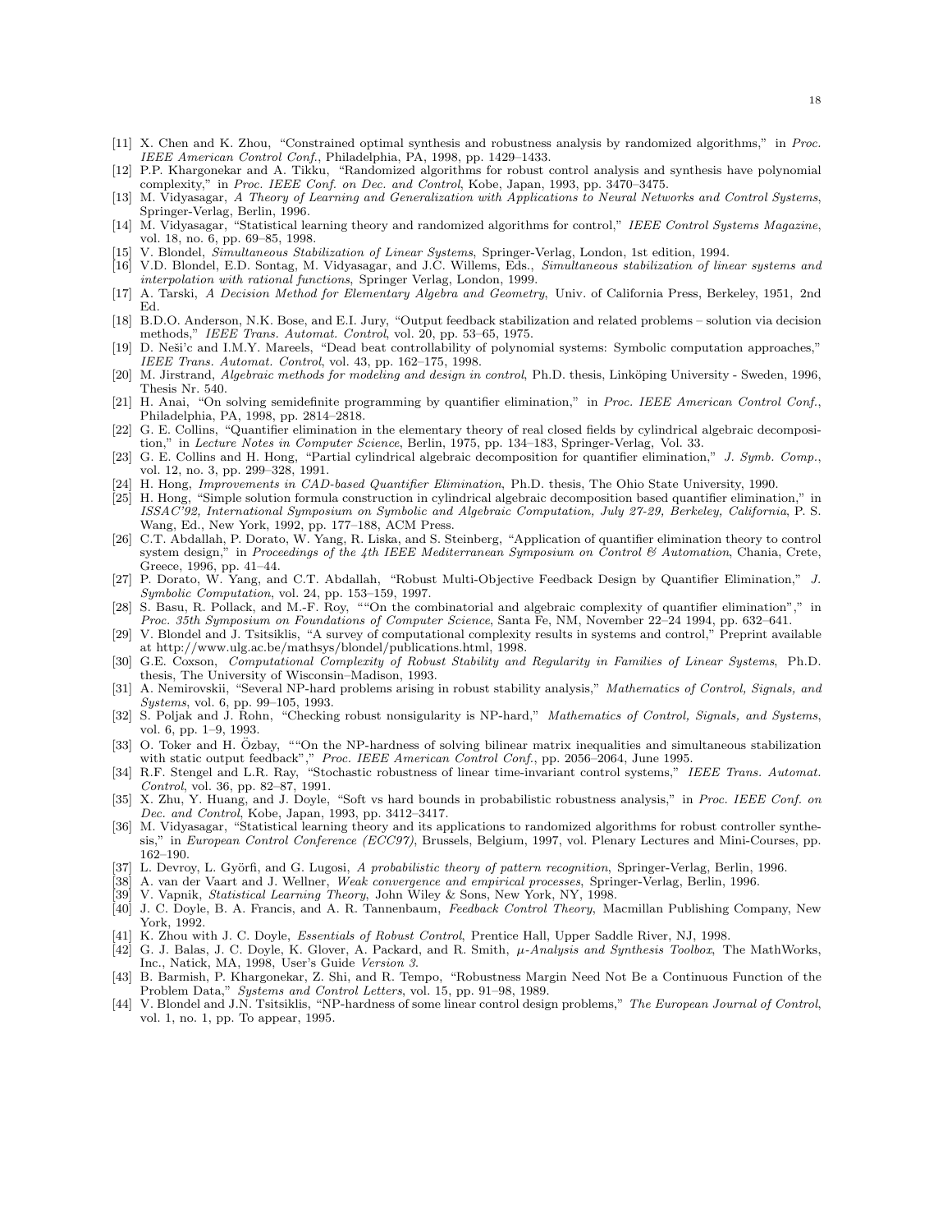[11] X. Chen and K. Zhou, "Constrained optimal synthesis and robustness analysis by randomized algorithms," in *Proc. IEEE American Control Conf.*, Philadelphia, PA, 1998, pp. 1429–1433.

[12] P.P. Khargonekar and A. Tikku, "Randomized algorithms for robust control analysis and synthesis have polynomial complexity," in *Proc. IEEE Conf. on Dec. and Control*, Kobe, Japan, 1993, pp. 3470–3475.

[13] M. Vidyasagar, *A Theory of Learning and Generalization with Applications to Neural Networks and Control Systems*, Springer-Verlag, Berlin, 1996.

[14] M. Vidyasagar, "Statistical learning theory and randomized algorithms for control," *IEEE Control Systems Magazine*, vol. 18, no. 6, pp. 69–85, 1998.

[15] V. Blondel, *Simultaneous Stabilization of Linear Systems*, Springer-Verlag, London, 1st edition, 1994.

[16] V.D. Blondel, E.D. Sontag, M. Vidyasagar, and J.C. Willems, Eds., *Simultaneous stabilization of linear systems and interpolation with rational functions*, Springer Verlag, London, 1999.

[17] A. Tarski, *A Decision Method for Elementary Algebra and Geometry*, Univ. of California Press, Berkeley, 1951, 2nd Ed.

[18] B.D.O. Anderson, N.K. Bose, and E.I. Jury, "Output feedback stabilization and related problems – solution via decision methods," *IEEE Trans. Automat. Control*, vol. 20, pp. 53–65, 1975.

[19] D. Neši'c and I.M.Y. Mareels, "Dead beat controllability of polynomial systems: Symbolic computation approaches," *IEEE Trans. Automat. Control*, vol. 43, pp. 162–175, 1998.

[20] M. Jirstrand, *Algebraic methods for modeling and design in control*, Ph.D. thesis, Linköping University - Sweden, 1996, Thesis Nr. 540.

[21] H. Anai, "On solving semidefinite programming by quantifier elimination," in *Proc. IEEE American Control Conf.*, Philadelphia, PA, 1998, pp. 2814–2818.

[22] G. E. Collins, "Quantifier elimination in the elementary theory of real closed fields by cylindrical algebraic decomposition," in *Lecture Notes in Computer Science*, Berlin, 1975, pp. 134–183, Springer-Verlag, Vol. 33.

[23] G. E. Collins and H. Hong, "Partial cylindrical algebraic decomposition for quantifier elimination," *J. Symb. Comp.*, vol. 12, no. 3, pp. 299–328, 1991.

[24] H. Hong, *Improvements in CAD-based Quantifier Elimination*, Ph.D. thesis, The Ohio State University, 1990.

[25] H. Hong, "Simple solution formula construction in cylindrical algebraic decomposition based quantifier elimination," in *ISSAC'92, International Symposium on Symbolic and Algebraic Computation, July 27-29, Berkeley, California*, P. S. Wang, Ed., New York, 1992, pp. 177–188, ACM Press.

[26] C.T. Abdallah, P. Dorato, W. Yang, R. Liska, and S. Steinberg, "Application of quantifier elimination theory to control system design," in *Proceedings of the 4th IEEE Mediterranean Symposium on Control & Automation*, Chania, Crete, Greece, 1996, pp. 41–44.

[27] P. Dorato, W. Yang, and C.T. Abdallah, "Robust Multi-Objective Feedback Design by Quantifier Elimination," *J. Symbolic Computation*, vol. 24, pp. 153–159, 1997.

[28] S. Basu, R. Pollack, and M.-F. Roy, ""On the combinatorial and algebraic complexity of quantifier elimination"," in *Proc. 35th Symposium on Foundations of Computer Science*, Santa Fe, NM, November 22–24 1994, pp. 632–641.

[29] V. Blondel and J. Tsitsiklis, "A survey of computational complexity results in systems and control," Preprint available at http://www.ulg.ac.be/mathsys/blondel/publications.html, 1998.

[30] G.E. Coxson, *Computational Complexity of Robust Stability and Regularity in Families of Linear Systems*, Ph.D. thesis, The University of Wisconsin–Madison, 1993.

[31] A. Nemirovskii, "Several NP-hard problems arising in robust stability analysis," *Mathematics of Control, Signals, and Systems*, vol. 6, pp. 99–105, 1993.

[32] S. Poljak and J. Rohn, "Checking robust nonsingularity is NP-hard," *Mathematics of Control, Signals, and Systems*, vol. 6, pp. 1–9, 1993.

[33] O. Toker and H. Özbay, ""On the NP-hardness of solving bilinear matrix inequalities and simultaneous stabilization with static output feedback"," *Proc. IEEE American Control Conf.*, pp. 2056–2064, June 1995.

[34] R.F. Stengel and L.R. Ray, "Stochastic robustness of linear time-invariant control systems," *IEEE Trans. Automat. Control*, vol. 36, pp. 82–87, 1991.

[35] X. Zhu, Y. Huang, and J. Doyle, "Soft vs hard bounds in probabilistic robustness analysis," in *Proc. IEEE Conf. on Dec. and Control*, Kobe, Japan, 1993, pp. 3412–3417.

[36] M. Vidyasagar, "Statistical learning theory and its applications to randomized algorithms for robust controller synthesis," in *European Control Conference (ECC97)*, Brussels, Belgium, 1997, vol. Plenary Lectures and Mini-Courses, pp. 162–190.

[37] L. Devroy, L. Györfi, and G. Lugosi, *A probabilistic theory of pattern recognition*, Springer-Verlag, Berlin, 1996.

[38] A. van der Vaart and J. Wellner, *Weak convergence and empirical processes*, Springer-Verlag, Berlin, 1996.

[39] V. Vapnik, *Statistical Learning Theory*, John Wiley & Sons, New York, NY, 1998.

[40] J. C. Doyle, B. A. Francis, and A. R. Tannenbaum, *Feedback Control Theory*, Macmillan Publishing Company, New York, 1992.

[41] K. Zhou with J. C. Doyle, *Essentials of Robust Control*, Prentice Hall, Upper Saddle River, NJ, 1998.

[42] G. J. Balas, J. C. Doyle, K. Glover, A. Packard, and R. Smith, *$\mu$-Analysis and Synthesis Toolbox*, The MathWorks, Inc., Natick, MA, 1998, User's Guide *Version 3*.

[43] B. Barmish, P. Khargonekar, Z. Shi, and R. Tempo, "Robustness Margin Need Not Be a Continuous Function of the Problem Data," *Systems and Control Letters*, vol. 15, pp. 91–98, 1989.

[44] V. Blondel and J.N. Tsitsiklis, "NP-hardness of some linear control design problems," *The European Journal of Control*, vol. 1, no. 1, pp. To appear, 1995.